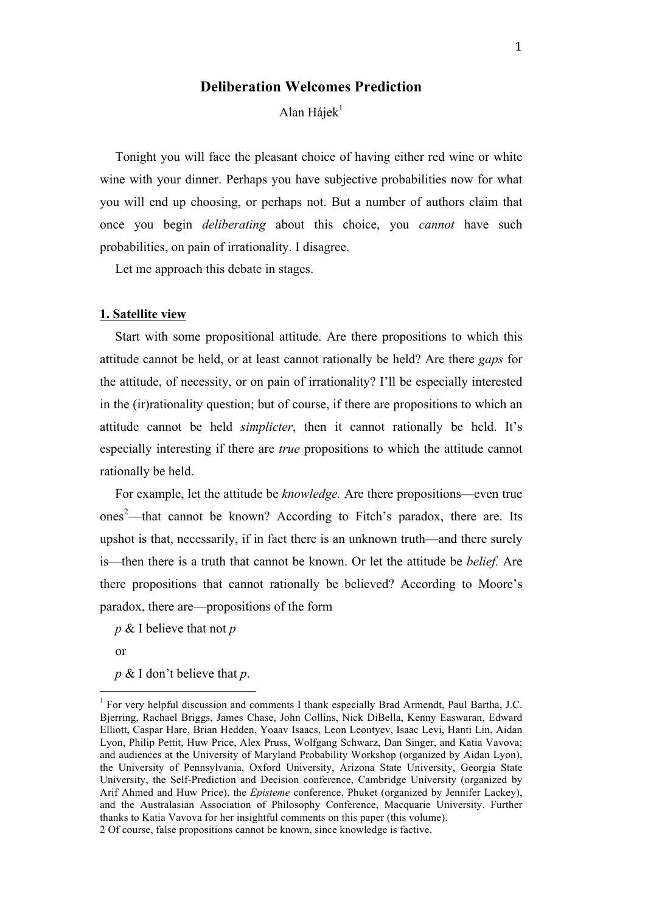# Deliberation Welcomes Prediction

Alan Hájek[1]

Tonight you will face the pleasant choice of having either red wine or white wine with your dinner. Perhaps you have subjective probabilities now for what you will end up choosing, or perhaps not. But a number of authors claim that once you begin *deliberating* about this choice, you *cannot* have such probabilities, on pain of irrationality. I disagree.

Let me approach this debate in stages.

## 1. Satellite view

Start with some propositional attitude. Are there propositions to which this attitude cannot be held, or at least cannot rationally be held? Are there *gaps* for the attitude, of necessity, or on pain of irrationality? I'll be especially interested in the (ir)rationality question; but of course, if there are propositions to which an attitude cannot be held *simplicter*, then it cannot rationally be held. It's especially interesting if there are *true* propositions to which the attitude cannot rationally be held.

For example, let the attitude be *knowledge.* Are there propositions—even true ones[2]—that cannot be known? According to Fitch's paradox, there are. Its upshot is that, necessarily, if in fact there is an unknown truth—and there surely is—then there is a truth that cannot be known. Or let the attitude be *belief.* Are there propositions that cannot rationally be believed? According to Moore's paradox, there are—propositions of the form

*p* & I believe that not *p*

or

*p* & I don't believe that *p*.

---

[1] For very helpful discussion and comments I thank especially Brad Armendt, Paul Bartha, J.C. Bjerring, Rachael Briggs, James Chase, John Collins, Nick DiBella, Kenny Easwaran, Edward Elliott, Caspar Hare, Brian Hedden, Yoaav Isaacs, Leon Leontyev, Isaac Levi, Hanti Lin, Aidan Lyon, Philip Pettit, Huw Price, Alex Pruss, Wolfgang Schwarz, Dan Singer, and Katia Vavova; and audiences at the University of Maryland Probability Workshop (organized by Aidan Lyon), the University of Pennsylvania, Oxford University, Arizona State University, Georgia State University, the Self-Prediction and Decision conference, Cambridge University (organized by Arif Ahmed and Huw Price), the *Episteme* conference, Phuket (organized by Jennifer Lackey), and the Australasian Association of Philosophy Conference, Macquarie University. Further thanks to Katia Vavova for her insightful comments on this paper (this volume).

[2] Of course, false propositions cannot be known, since knowledge is factive.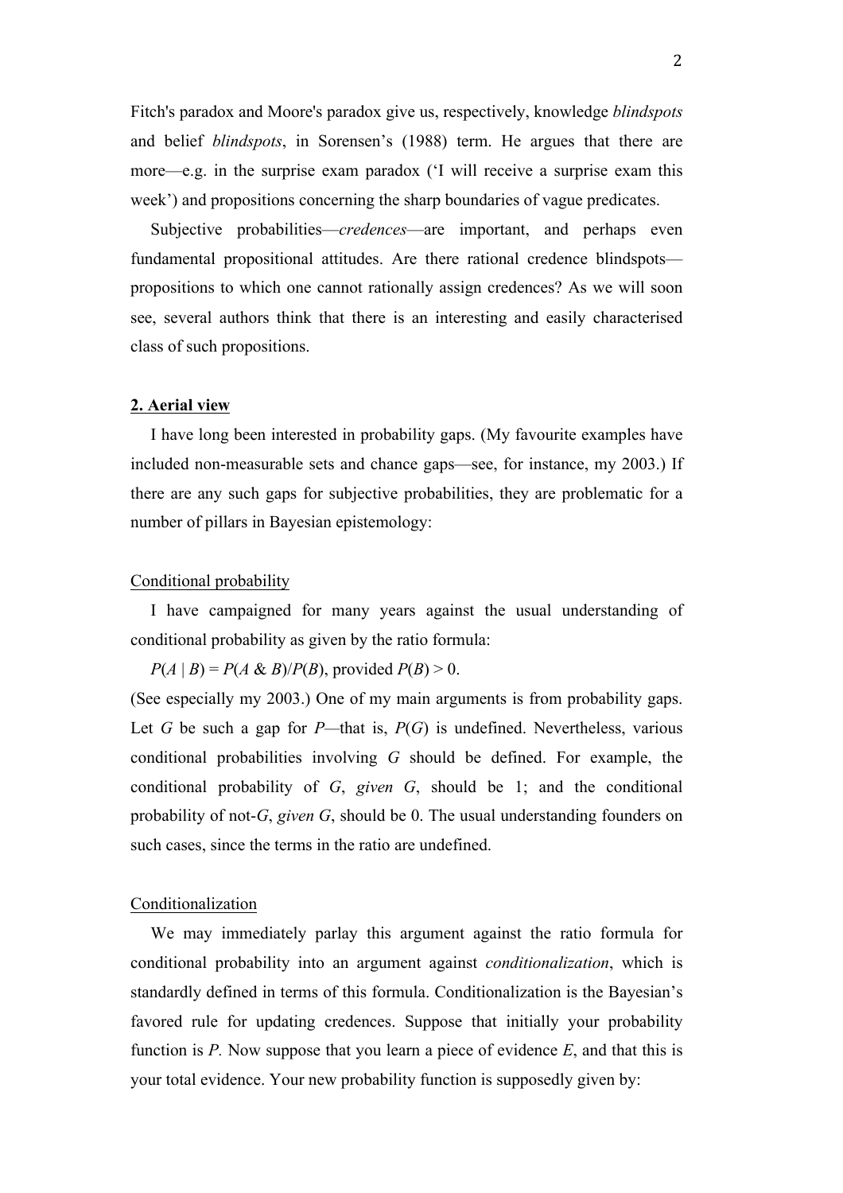Fitch's paradox and Moore's paradox give us, respectively, knowledge *blindspots* and belief *blindspots*, in Sorensen's (1988) term. He argues that there are more—e.g. in the surprise exam paradox ('I will receive a surprise exam this week') and propositions concerning the sharp boundaries of vague predicates.

Subjective probabilities—*credences*—are important, and perhaps even fundamental propositional attitudes. Are there rational credence blindspots—propositions to which one cannot rationally assign credences? As we will soon see, several authors think that there is an interesting and easily characterised class of such propositions.

## 2. Aerial view

I have long been interested in probability gaps. (My favourite examples have included non-measurable sets and chance gaps—see, for instance, my 2003.) If there are any such gaps for subjective probabilities, they are problematic for a number of pillars in Bayesian epistemology:

### Conditional probability

I have campaigned for many years against the usual understanding of conditional probability as given by the ratio formula:

$P(A \mid B) = P(A \,\&\, B)/P(B)$, provided $P(B) > 0$.

(See especially my 2003.) One of my main arguments is from probability gaps. Let $G$ be such a gap for $P$—that is, $P(G)$ is undefined. Nevertheless, various conditional probabilities involving $G$ should be defined. For example, the conditional probability of $G$, *given* $G$, should be 1; and the conditional probability of not-$G$, *given* $G$, should be 0. The usual understanding founders on such cases, since the terms in the ratio are undefined.

### Conditionalization

We may immediately parlay this argument against the ratio formula for conditional probability into an argument against *conditionalization*, which is standardly defined in terms of this formula. Conditionalization is the Bayesian's favored rule for updating credences. Suppose that initially your probability function is $P$. Now suppose that you learn a piece of evidence $E$, and that this is your total evidence. Your new probability function is supposedly given by: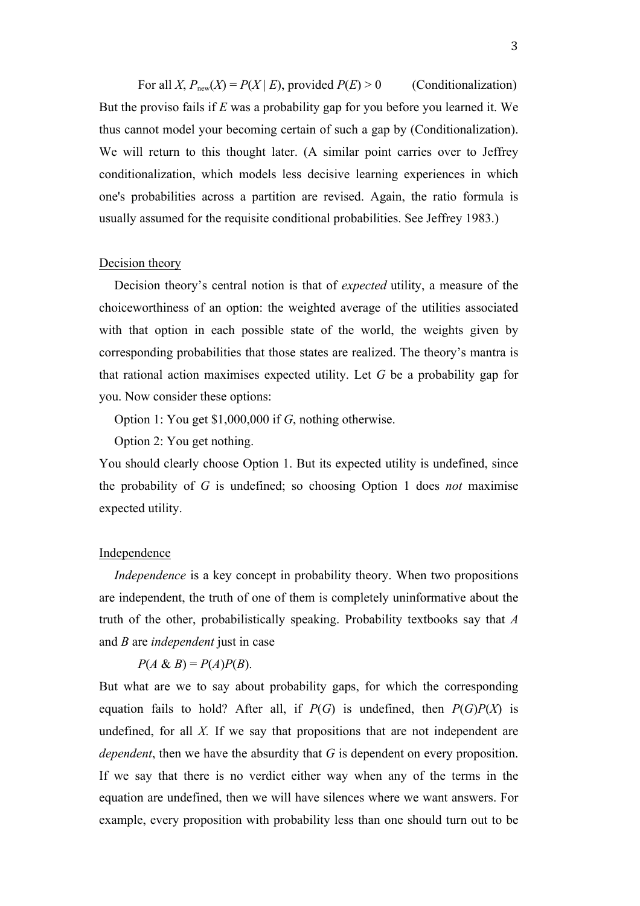For all $X$, $P_{new}(X) = P(X \mid E)$, provided $P(E) > 0$ (Conditionalization)

But the proviso fails if $E$ was a probability gap for you before you learned it. We thus cannot model your becoming certain of such a gap by (Conditionalization). We will return to this thought later. (A similar point carries over to Jeffrey conditionalization, which models less decisive learning experiences in which one's probabilities across a partition are revised. Again, the ratio formula is usually assumed for the requisite conditional probabilities. See Jeffrey 1983.)

## Decision theory

Decision theory's central notion is that of *expected* utility, a measure of the choiceworthiness of an option: the weighted average of the utilities associated with that option in each possible state of the world, the weights given by corresponding probabilities that those states are realized. The theory's mantra is that rational action maximises expected utility. Let $G$ be a probability gap for you. Now consider these options:

Option 1: You get \$1,000,000 if $G$, nothing otherwise.

Option 2: You get nothing.

You should clearly choose Option 1. But its expected utility is undefined, since the probability of $G$ is undefined; so choosing Option 1 does *not* maximise expected utility.

## Independence

*Independence* is a key concept in probability theory. When two propositions are independent, the truth of one of them is completely uninformative about the truth of the other, probabilistically speaking. Probability textbooks say that $A$ and $B$ are *independent* just in case

$$P(A \& B) = P(A)P(B).$$

But what are we to say about probability gaps, for which the corresponding equation fails to hold? After all, if $P(G)$ is undefined, then $P(G)P(X)$ is undefined, for all $X$. If we say that propositions that are not independent are *dependent*, then we have the absurdity that $G$ is dependent on every proposition. If we say that there is no verdict either way when any of the terms in the equation are undefined, then we will have silences where we want answers. For example, every proposition with probability less than one should turn out to be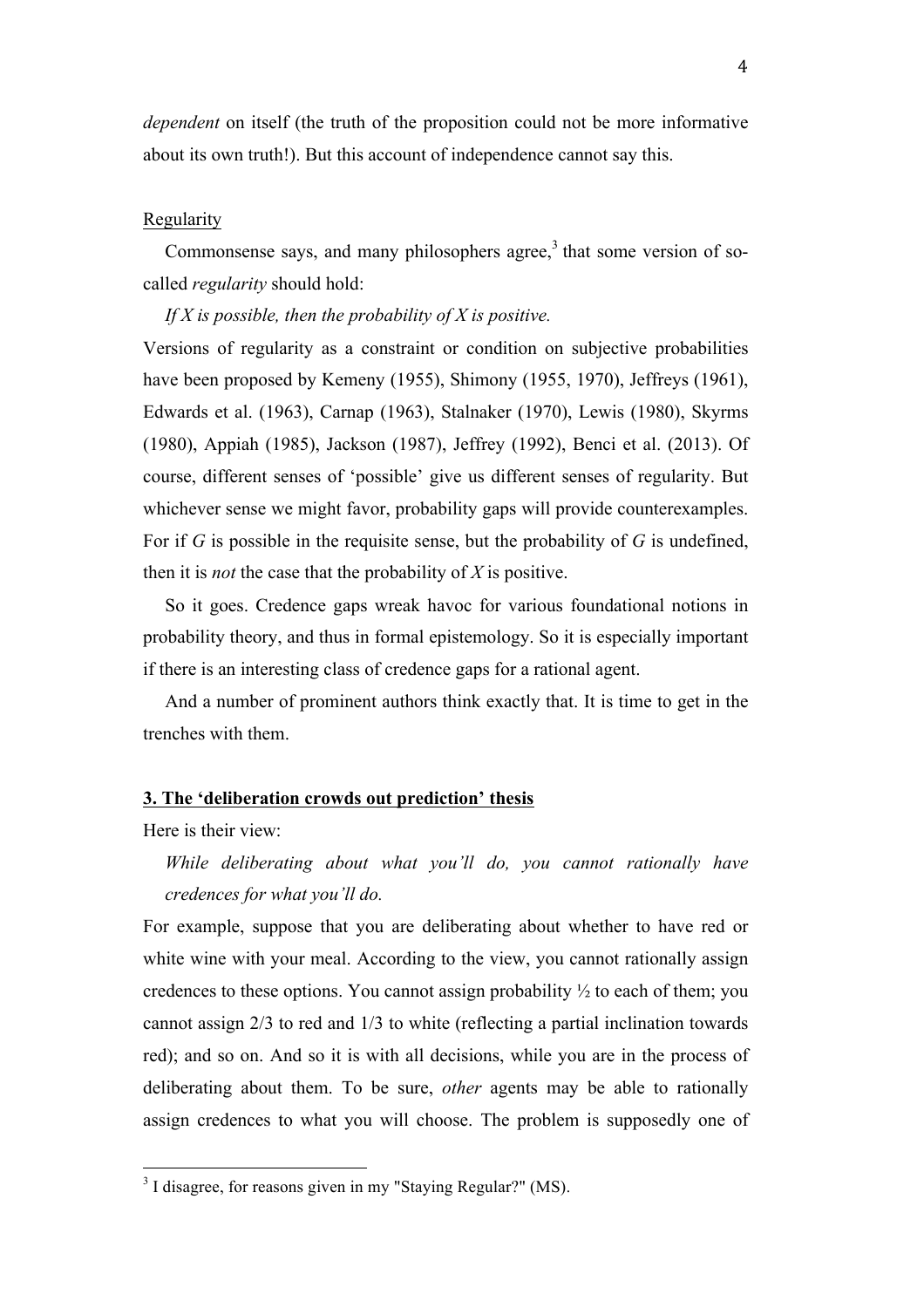*dependent* on itself (the truth of the proposition could not be more informative about its own truth!). But this account of independence cannot say this.

Regularity

Commonsense says, and many philosophers agree,[3] that some version of so-called *regularity* should hold:

*If X is possible, then the probability of X is positive.*

Versions of regularity as a constraint or condition on subjective probabilities have been proposed by Kemeny (1955), Shimony (1955, 1970), Jeffreys (1961), Edwards et al. (1963), Carnap (1963), Stalnaker (1970), Lewis (1980), Skyrms (1980), Appiah (1985), Jackson (1987), Jeffrey (1992), Benci et al. (2013). Of course, different senses of 'possible' give us different senses of regularity. But whichever sense we might favor, probability gaps will provide counterexamples. For if *G* is possible in the requisite sense, but the probability of *G* is undefined, then it is *not* the case that the probability of *X* is positive.

So it goes. Credence gaps wreak havoc for various foundational notions in probability theory, and thus in formal epistemology. So it is especially important if there is an interesting class of credence gaps for a rational agent.

And a number of prominent authors think exactly that. It is time to get in the trenches with them.

## 3. The 'deliberation crowds out prediction' thesis

Here is their view:

*While deliberating about what you'll do, you cannot rationally have credences for what you'll do.*

For example, suppose that you are deliberating about whether to have red or white wine with your meal. According to the view, you cannot rationally assign credences to these options. You cannot assign probability ½ to each of them; you cannot assign 2/3 to red and 1/3 to white (reflecting a partial inclination towards red); and so on. And so it is with all decisions, while you are in the process of deliberating about them. To be sure, *other* agents may be able to rationally assign credences to what you will choose. The problem is supposedly one of

[3] I disagree, for reasons given in my "Staying Regular?" (MS).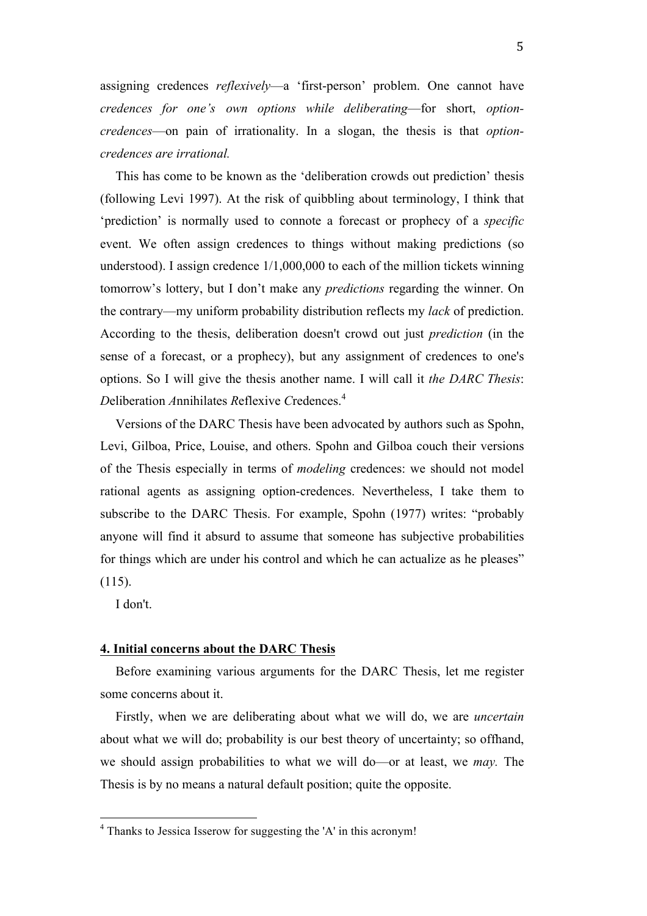assigning credences *reflexively*—a 'first-person' problem. One cannot have *credences for one's own options while deliberating*—for short, *option-credences*—on pain of irrationality. In a slogan, the thesis is that *option-credences are irrational.*

This has come to be known as the 'deliberation crowds out prediction' thesis (following Levi 1997). At the risk of quibbling about terminology, I think that 'prediction' is normally used to connote a forecast or prophecy of a *specific* event. We often assign credences to things without making predictions (so understood). I assign credence 1/1,000,000 to each of the million tickets winning tomorrow's lottery, but I don't make any *predictions* regarding the winner. On the contrary—my uniform probability distribution reflects my *lack* of prediction. According to the thesis, deliberation doesn't crowd out just *prediction* (in the sense of a forecast, or a prophecy), but any assignment of credences to one's options. So I will give the thesis another name. I will call it *the DARC Thesis*: *D*eliberation *A*nnihilates *R*eflexive *C*redences.[4]

Versions of the DARC Thesis have been advocated by authors such as Spohn, Levi, Gilboa, Price, Louise, and others. Spohn and Gilboa couch their versions of the Thesis especially in terms of *modeling* credences: we should not model rational agents as assigning option-credences. Nevertheless, I take them to subscribe to the DARC Thesis. For example, Spohn (1977) writes: "probably anyone will find it absurd to assume that someone has subjective probabilities for things which are under his control and which he can actualize as he pleases" (115).

I don't.

## 4. Initial concerns about the DARC Thesis

Before examining various arguments for the DARC Thesis, let me register some concerns about it.

Firstly, when we are deliberating about what we will do, we are *uncertain* about what we will do; probability is our best theory of uncertainty; so offhand, we should assign probabilities to what we will do—or at least, we *may.* The Thesis is by no means a natural default position; quite the opposite.

[4] Thanks to Jessica Isserow for suggesting the 'A' in this acronym!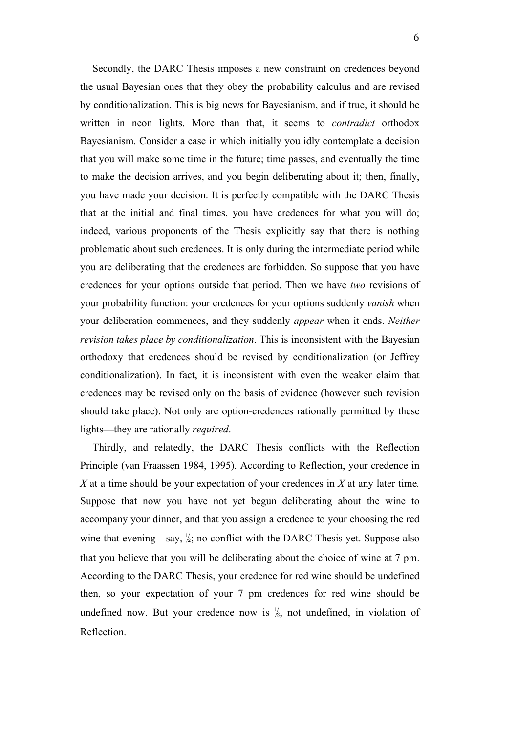Secondly, the DARC Thesis imposes a new constraint on credences beyond the usual Bayesian ones that they obey the probability calculus and are revised by conditionalization. This is big news for Bayesianism, and if true, it should be written in neon lights. More than that, it seems to *contradict* orthodox Bayesianism. Consider a case in which initially you idly contemplate a decision that you will make some time in the future; time passes, and eventually the time to make the decision arrives, and you begin deliberating about it; then, finally, you have made your decision. It is perfectly compatible with the DARC Thesis that at the initial and final times, you have credences for what you will do; indeed, various proponents of the Thesis explicitly say that there is nothing problematic about such credences. It is only during the intermediate period while you are deliberating that the credences are forbidden. So suppose that you have credences for your options outside that period. Then we have *two* revisions of your probability function: your credences for your options suddenly *vanish* when your deliberation commences, and they suddenly *appear* when it ends. *Neither revision takes place by conditionalization*. This is inconsistent with the Bayesian orthodoxy that credences should be revised by conditionalization (or Jeffrey conditionalization). In fact, it is inconsistent with even the weaker claim that credences may be revised only on the basis of evidence (however such revision should take place). Not only are option-credences rationally permitted by these lights—they are rationally *required*.

Thirdly, and relatedly, the DARC Thesis conflicts with the Reflection Principle (van Fraassen 1984, 1995). According to Reflection, your credence in $X$ at a time should be your expectation of your credences in $X$ at any later time. Suppose that now you have not yet begun deliberating about the wine to accompany your dinner, and that you assign a credence to your choosing the red wine that evening—say, ½; no conflict with the DARC Thesis yet. Suppose also that you believe that you will be deliberating about the choice of wine at 7 pm. According to the DARC Thesis, your credence for red wine should be undefined then, so your expectation of your 7 pm credences for red wine should be undefined now. But your credence now is ½, not undefined, in violation of Reflection.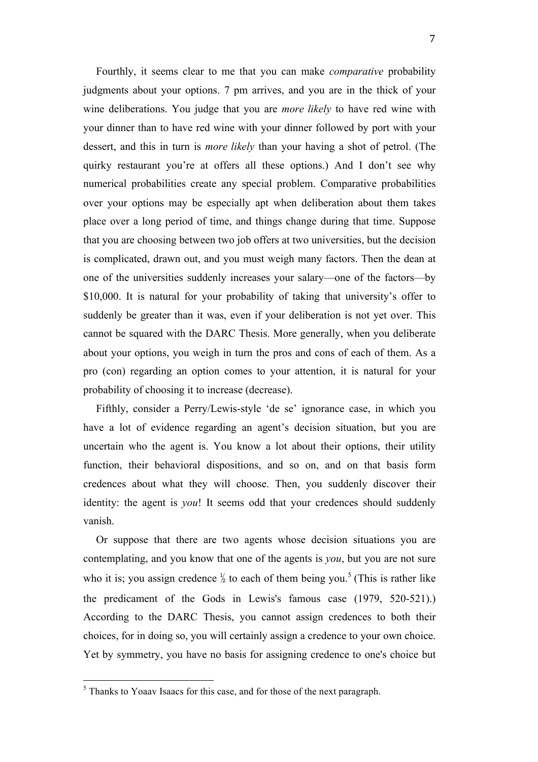Fourthly, it seems clear to me that you can make *comparative* probability judgments about your options. 7 pm arrives, and you are in the thick of your wine deliberations. You judge that you are *more likely* to have red wine with your dinner than to have red wine with your dinner followed by port with your dessert, and this in turn is *more likely* than your having a shot of petrol. (The quirky restaurant you're at offers all these options.) And I don't see why numerical probabilities create any special problem. Comparative probabilities over your options may be especially apt when deliberation about them takes place over a long period of time, and things change during that time. Suppose that you are choosing between two job offers at two universities, but the decision is complicated, drawn out, and you must weigh many factors. Then the dean at one of the universities suddenly increases your salary—one of the factors—by $10,000. It is natural for your probability of taking that university's offer to suddenly be greater than it was, even if your deliberation is not yet over. This cannot be squared with the DARC Thesis. More generally, when you deliberate about your options, you weigh in turn the pros and cons of each of them. As a pro (con) regarding an option comes to your attention, it is natural for your probability of choosing it to increase (decrease).

Fifthly, consider a Perry/Lewis-style 'de se' ignorance case, in which you have a lot of evidence regarding an agent's decision situation, but you are uncertain who the agent is. You know a lot about their options, their utility function, their behavioral dispositions, and so on, and on that basis form credences about what they will choose. Then, you suddenly discover their identity: the agent is *you*! It seems odd that your credences should suddenly vanish.

Or suppose that there are two agents whose decision situations you are contemplating, and you know that one of the agents is *you*, but you are not sure who it is; you assign credence ½ to each of them being you.[5] (This is rather like the predicament of the Gods in Lewis's famous case (1979, 520-521).) According to the DARC Thesis, you cannot assign credences to both their choices, for in doing so, you will certainly assign a credence to your own choice. Yet by symmetry, you have no basis for assigning credence to one's choice but

---

[5] Thanks to Yoaav Isaacs for this case, and for those of the next paragraph.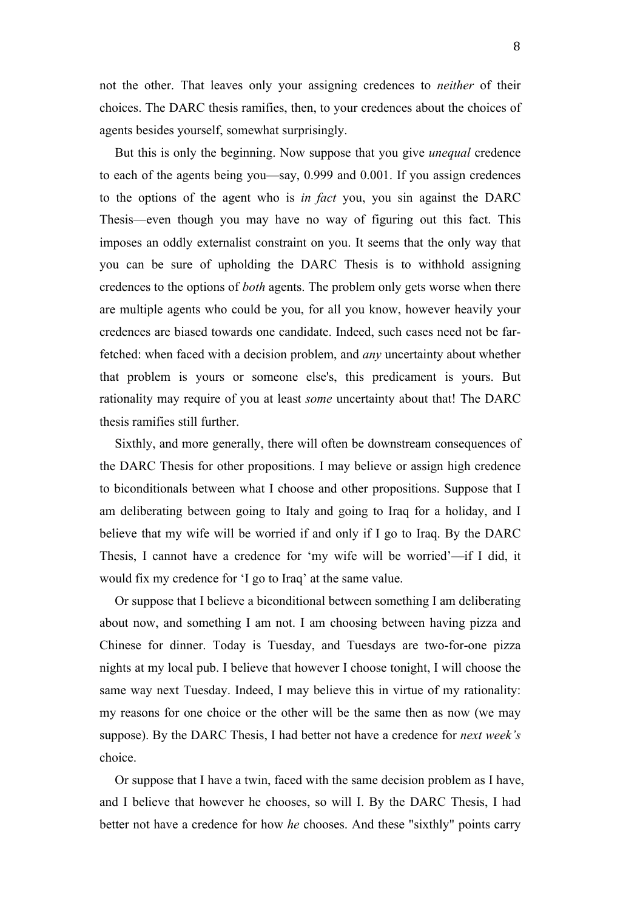not the other. That leaves only your assigning credences to *neither* of their choices. The DARC thesis ramifies, then, to your credences about the choices of agents besides yourself, somewhat surprisingly.

But this is only the beginning. Now suppose that you give *unequal* credence to each of the agents being you—say, 0.999 and 0.001. If you assign credences to the options of the agent who is *in fact* you, you sin against the DARC Thesis—even though you may have no way of figuring out this fact. This imposes an oddly externalist constraint on you. It seems that the only way that you can be sure of upholding the DARC Thesis is to withhold assigning credences to the options of *both* agents. The problem only gets worse when there are multiple agents who could be you, for all you know, however heavily your credences are biased towards one candidate. Indeed, such cases need not be far-fetched: when faced with a decision problem, and *any* uncertainty about whether that problem is yours or someone else's, this predicament is yours. But rationality may require of you at least *some* uncertainty about that! The DARC thesis ramifies still further.

Sixthly, and more generally, there will often be downstream consequences of the DARC Thesis for other propositions. I may believe or assign high credence to biconditionals between what I choose and other propositions. Suppose that I am deliberating between going to Italy and going to Iraq for a holiday, and I believe that my wife will be worried if and only if I go to Iraq. By the DARC Thesis, I cannot have a credence for 'my wife will be worried'—if I did, it would fix my credence for 'I go to Iraq' at the same value.

Or suppose that I believe a biconditional between something I am deliberating about now, and something I am not. I am choosing between having pizza and Chinese for dinner. Today is Tuesday, and Tuesdays are two-for-one pizza nights at my local pub. I believe that however I choose tonight, I will choose the same way next Tuesday. Indeed, I may believe this in virtue of my rationality: my reasons for one choice or the other will be the same then as now (we may suppose). By the DARC Thesis, I had better not have a credence for *next week's* choice.

Or suppose that I have a twin, faced with the same decision problem as I have, and I believe that however he chooses, so will I. By the DARC Thesis, I had better not have a credence for how *he* chooses. And these "sixthly" points carry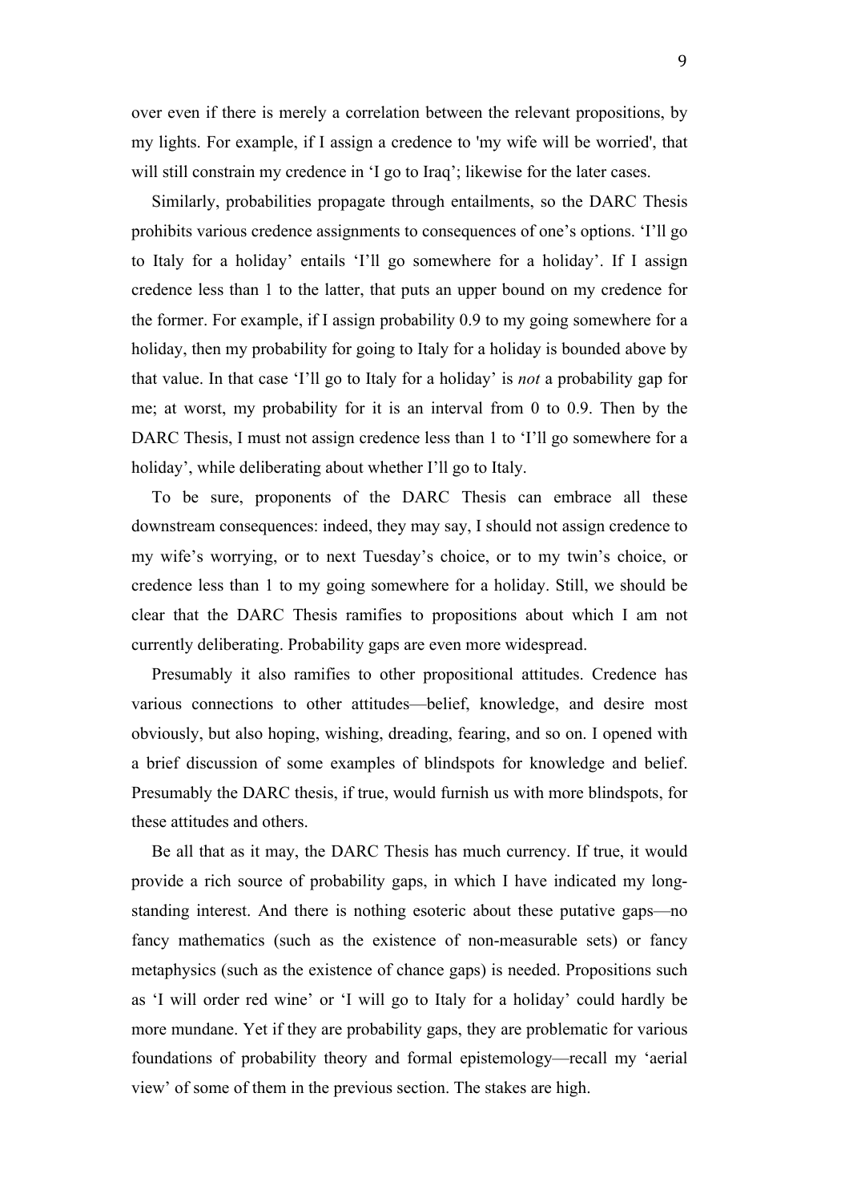over even if there is merely a correlation between the relevant propositions, by my lights. For example, if I assign a credence to 'my wife will be worried', that will still constrain my credence in ‘I go to Iraq’; likewise for the later cases.

Similarly, probabilities propagate through entailments, so the DARC Thesis prohibits various credence assignments to consequences of one’s options. ‘I’ll go to Italy for a holiday’ entails ‘I’ll go somewhere for a holiday’. If I assign credence less than 1 to the latter, that puts an upper bound on my credence for the former. For example, if I assign probability 0.9 to my going somewhere for a holiday, then my probability for going to Italy for a holiday is bounded above by that value. In that case ‘I’ll go to Italy for a holiday’ is *not* a probability gap for me; at worst, my probability for it is an interval from 0 to 0.9. Then by the DARC Thesis, I must not assign credence less than 1 to ‘I’ll go somewhere for a holiday’, while deliberating about whether I’ll go to Italy.

To be sure, proponents of the DARC Thesis can embrace all these downstream consequences: indeed, they may say, I should not assign credence to my wife’s worrying, or to next Tuesday’s choice, or to my twin’s choice, or credence less than 1 to my going somewhere for a holiday. Still, we should be clear that the DARC Thesis ramifies to propositions about which I am not currently deliberating. Probability gaps are even more widespread.

Presumably it also ramifies to other propositional attitudes. Credence has various connections to other attitudes—belief, knowledge, and desire most obviously, but also hoping, wishing, dreading, fearing, and so on. I opened with a brief discussion of some examples of blindspots for knowledge and belief. Presumably the DARC thesis, if true, would furnish us with more blindspots, for these attitudes and others.

Be all that as it may, the DARC Thesis has much currency. If true, it would provide a rich source of probability gaps, in which I have indicated my long-standing interest. And there is nothing esoteric about these putative gaps—no fancy mathematics (such as the existence of non-measurable sets) or fancy metaphysics (such as the existence of chance gaps) is needed. Propositions such as ‘I will order red wine’ or ‘I will go to Italy for a holiday’ could hardly be more mundane. Yet if they are probability gaps, they are problematic for various foundations of probability theory and formal epistemology—recall my ‘aerial view’ of some of them in the previous section. The stakes are high.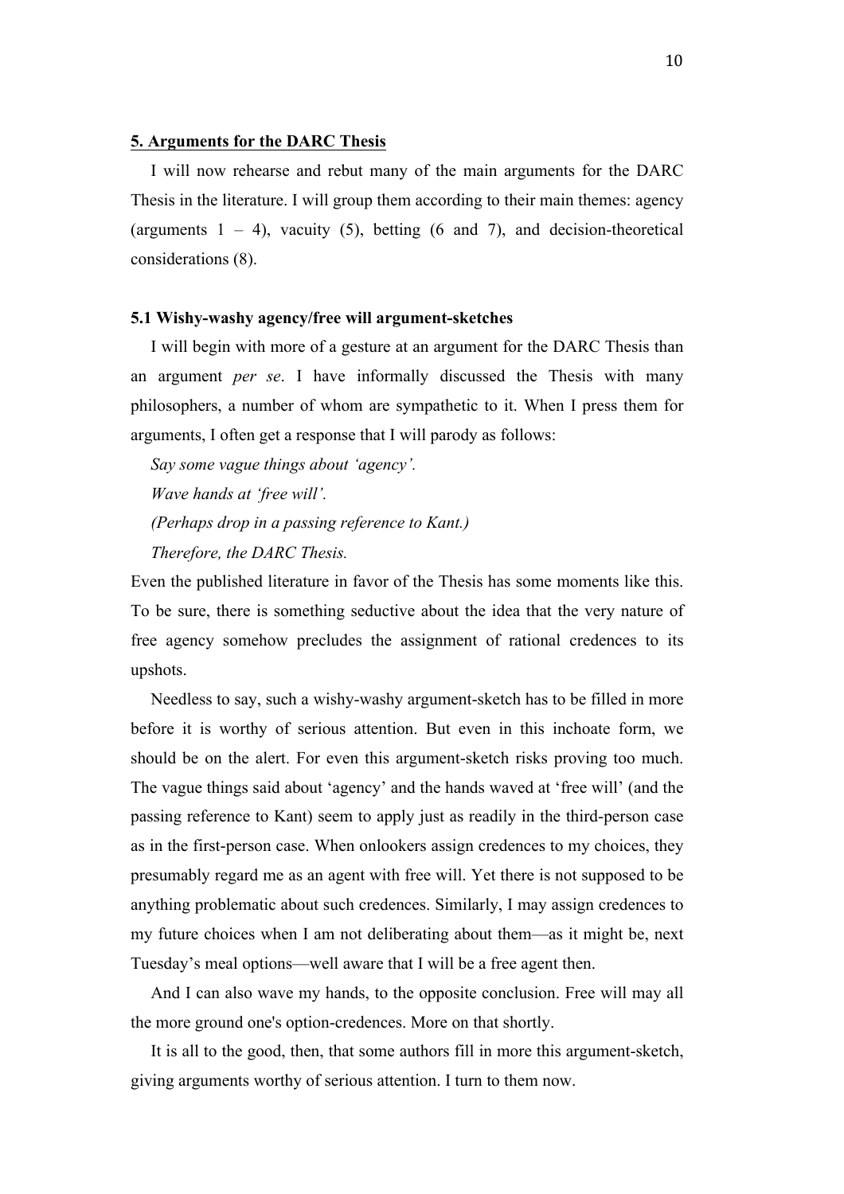## 5. Arguments for the DARC Thesis

I will now rehearse and rebut many of the main arguments for the DARC Thesis in the literature. I will group them according to their main themes: agency (arguments 1 – 4), vacuity (5), betting (6 and 7), and decision-theoretical considerations (8).

### 5.1 Wishy-washy agency/free will argument-sketches

I will begin with more of a gesture at an argument for the DARC Thesis than an argument *per se*. I have informally discussed the Thesis with many philosophers, a number of whom are sympathetic to it. When I press them for arguments, I often get a response that I will parody as follows:

*Say some vague things about 'agency'.*

*Wave hands at 'free will'.*

*(Perhaps drop in a passing reference to Kant.)*

*Therefore, the DARC Thesis.*

Even the published literature in favor of the Thesis has some moments like this. To be sure, there is something seductive about the idea that the very nature of free agency somehow precludes the assignment of rational credences to its upshots.

Needless to say, such a wishy-washy argument-sketch has to be filled in more before it is worthy of serious attention. But even in this inchoate form, we should be on the alert. For even this argument-sketch risks proving too much. The vague things said about 'agency' and the hands waved at 'free will' (and the passing reference to Kant) seem to apply just as readily in the third-person case as in the first-person case. When onlookers assign credences to my choices, they presumably regard me as an agent with free will. Yet there is not supposed to be anything problematic about such credences. Similarly, I may assign credences to my future choices when I am not deliberating about them—as it might be, next Tuesday's meal options—well aware that I will be a free agent then.

And I can also wave my hands, to the opposite conclusion. Free will may all the more ground one's option-credences. More on that shortly.

It is all to the good, then, that some authors fill in more this argument-sketch, giving arguments worthy of serious attention. I turn to them now.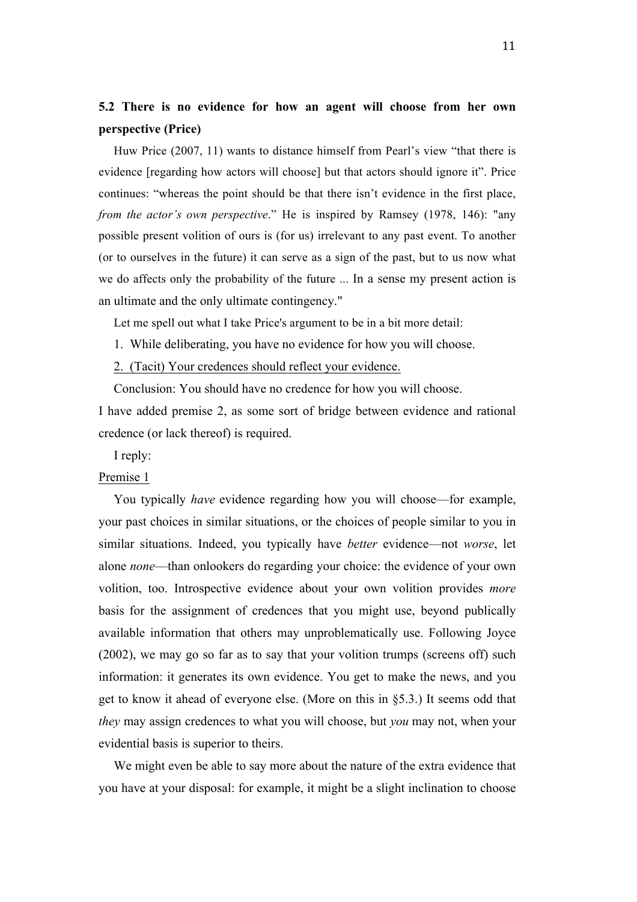## 5.2 There is no evidence for how an agent will choose from her own perspective (Price)

Huw Price (2007, 11) wants to distance himself from Pearl's view "that there is evidence [regarding how actors will choose] but that actors should ignore it". Price continues: "whereas the point should be that there isn't evidence in the first place, *from the actor's own perspective*." He is inspired by Ramsey (1978, 146): "any possible present volition of ours is (for us) irrelevant to any past event. To another (or to ourselves in the future) it can serve as a sign of the past, but to us now what we do affects only the probability of the future ... In a sense my present action is an ultimate and the only ultimate contingency."

Let me spell out what I take Price's argument to be in a bit more detail:

1. While deliberating, you have no evidence for how you will choose.
2. (Tacit) Your credences should reflect your evidence.

Conclusion: You should have no credence for how you will choose.

I have added premise 2, as some sort of bridge between evidence and rational credence (or lack thereof) is required.

I reply:

Premise 1

You typically *have* evidence regarding how you will choose—for example, your past choices in similar situations, or the choices of people similar to you in similar situations. Indeed, you typically have *better* evidence—not *worse*, let alone *none*—than onlookers do regarding your choice: the evidence of your own volition, too. Introspective evidence about your own volition provides *more* basis for the assignment of credences that you might use, beyond publically available information that others may unproblematically use. Following Joyce (2002), we may go so far as to say that your volition trumps (screens off) such information: it generates its own evidence. You get to make the news, and you get to know it ahead of everyone else. (More on this in §5.3.) It seems odd that *they* may assign credences to what you will choose, but *you* may not, when your evidential basis is superior to theirs.

We might even be able to say more about the nature of the extra evidence that you have at your disposal: for example, it might be a slight inclination to choose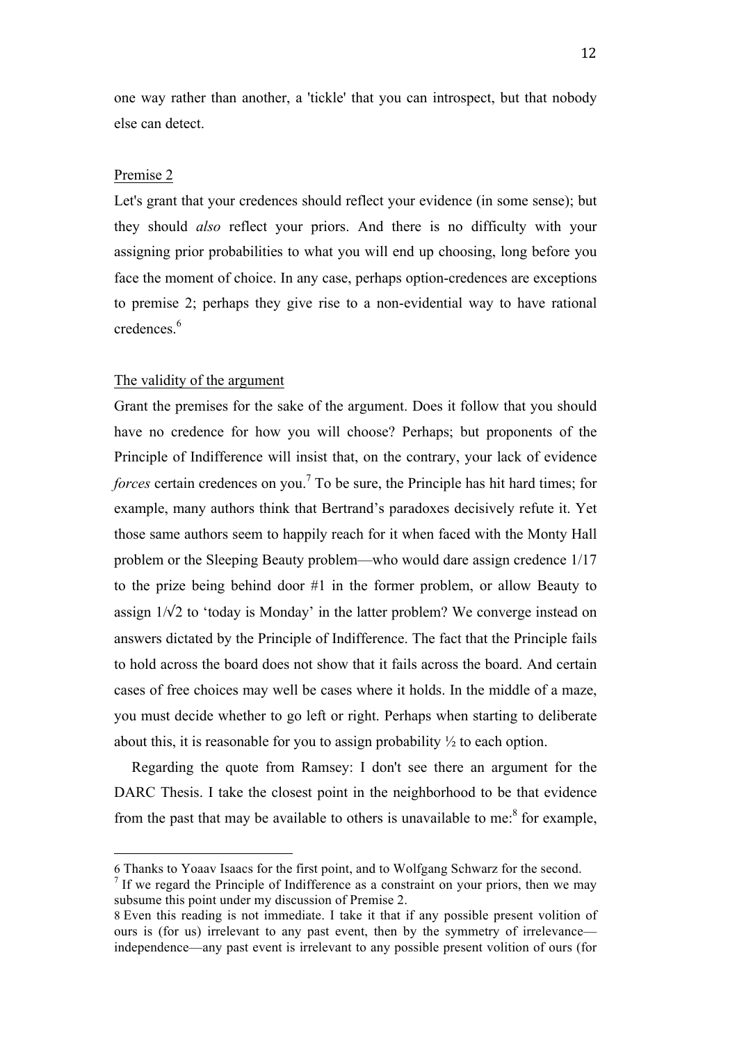one way rather than another, a 'tickle' that you can introspect, but that nobody else can detect.

<u>Premise 2</u>

Let's grant that your credences should reflect your evidence (in some sense); but they should *also* reflect your priors. And there is no difficulty with your assigning prior probabilities to what you will end up choosing, long before you face the moment of choice. In any case, perhaps option-credences are exceptions to premise 2; perhaps they give rise to a non-evidential way to have rational credences.[6]

<u>The validity of the argument</u>

Grant the premises for the sake of the argument. Does it follow that you should have no credence for how you will choose? Perhaps; but proponents of the Principle of Indifference will insist that, on the contrary, your lack of evidence *forces* certain credences on you.[7] To be sure, the Principle has hit hard times; for example, many authors think that Bertrand's paradoxes decisively refute it. Yet those same authors seem to happily reach for it when faced with the Monty Hall problem or the Sleeping Beauty problem—who would dare assign credence 1/17 to the prize being behind door #1 in the former problem, or allow Beauty to assign $1/\sqrt{2}$ to 'today is Monday' in the latter problem? We converge instead on answers dictated by the Principle of Indifference. The fact that the Principle fails to hold across the board does not show that it fails across the board. And certain cases of free choices may well be cases where it holds. In the middle of a maze, you must decide whether to go left or right. Perhaps when starting to deliberate about this, it is reasonable for you to assign probability ½ to each option.

Regarding the quote from Ramsey: I don't see there an argument for the DARC Thesis. I take the closest point in the neighborhood to be that evidence from the past that may be available to others is unavailable to me:[8] for example,

---

6 Thanks to Yoaav Isaacs for the first point, and to Wolfgang Schwarz for the second.

7 If we regard the Principle of Indifference as a constraint on your priors, then we may subsume this point under my discussion of Premise 2.

8 Even this reading is not immediate. I take it that if any possible present volition of ours is (for us) irrelevant to any past event, then by the symmetry of irrelevance—independence—any past event is irrelevant to any possible present volition of ours (for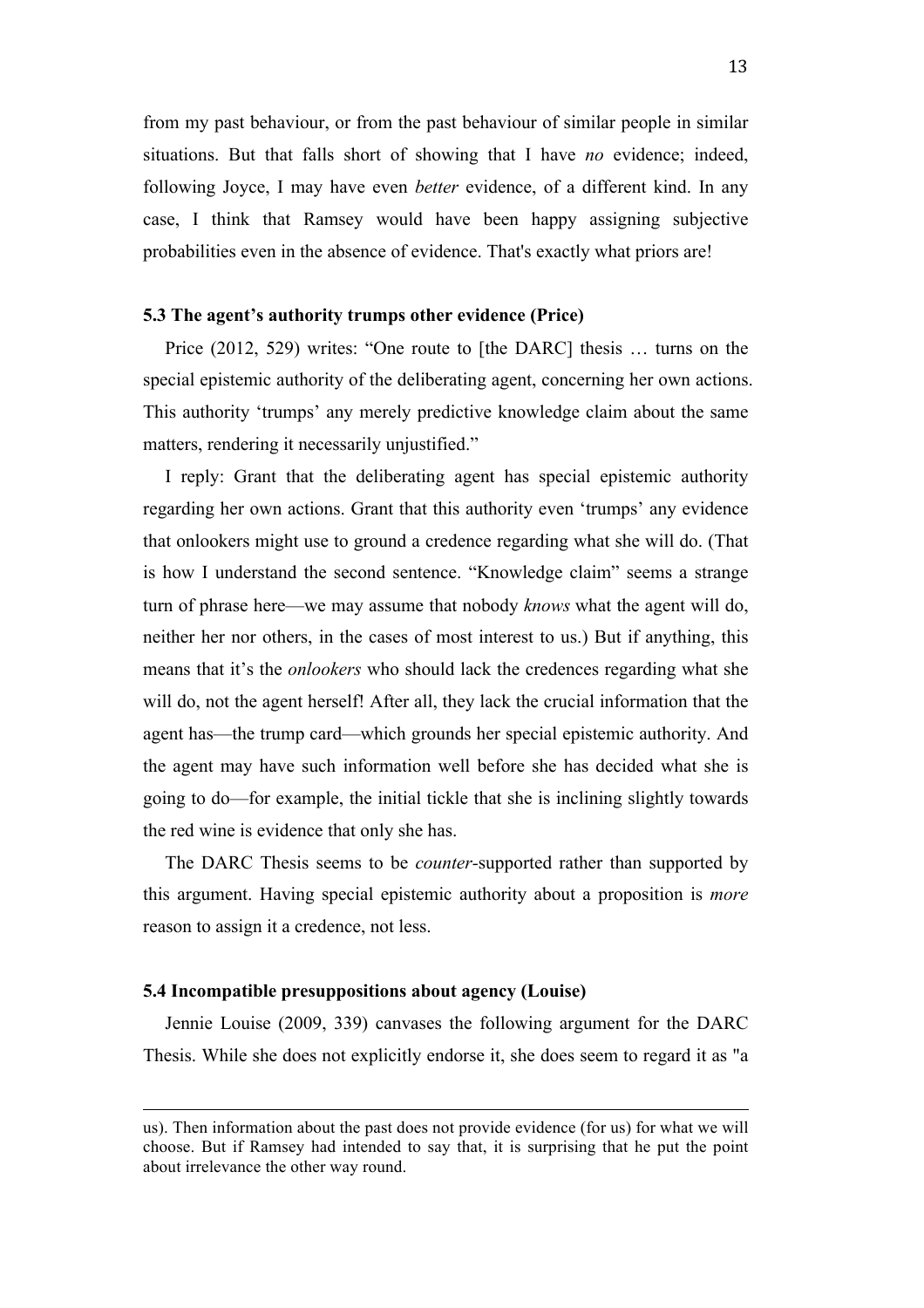from my past behaviour, or from the past behaviour of similar people in similar situations. But that falls short of showing that I have *no* evidence; indeed, following Joyce, I may have even *better* evidence, of a different kind. In any case, I think that Ramsey would have been happy assigning subjective probabilities even in the absence of evidence. That's exactly what priors are!

### 5.3 The agent's authority trumps other evidence (Price)

Price (2012, 529) writes: "One route to [the DARC] thesis … turns on the special epistemic authority of the deliberating agent, concerning her own actions. This authority 'trumps' any merely predictive knowledge claim about the same matters, rendering it necessarily unjustified."

I reply: Grant that the deliberating agent has special epistemic authority regarding her own actions. Grant that this authority even 'trumps' any evidence that onlookers might use to ground a credence regarding what she will do. (That is how I understand the second sentence. "Knowledge claim" seems a strange turn of phrase here—we may assume that nobody *knows* what the agent will do, neither her nor others, in the cases of most interest to us.) But if anything, this means that it's the *onlookers* who should lack the credences regarding what she will do, not the agent herself! After all, they lack the crucial information that the agent has—the trump card—which grounds her special epistemic authority. And the agent may have such information well before she has decided what she is going to do—for example, the initial tickle that she is inclining slightly towards the red wine is evidence that only she has.

The DARC Thesis seems to be *counter*-supported rather than supported by this argument. Having special epistemic authority about a proposition is *more* reason to assign it a credence, not less.

### 5.4 Incompatible presuppositions about agency (Louise)

Jennie Louise (2009, 339) canvases the following argument for the DARC Thesis. While she does not explicitly endorse it, she does seem to regard it as "a

---

us). Then information about the past does not provide evidence (for us) for what we will choose. But if Ramsey had intended to say that, it is surprising that he put the point about irrelevance the other way round.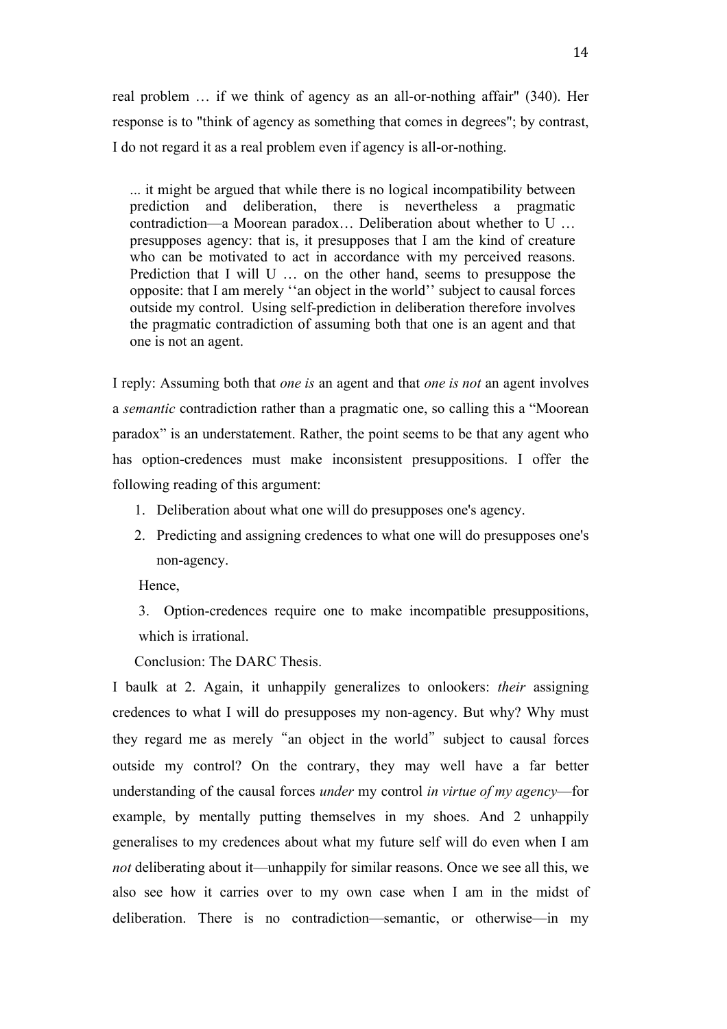real problem … if we think of agency as an all-or-nothing affair" (340). Her response is to "think of agency as something that comes in degrees"; by contrast, I do not regard it as a real problem even if agency is all-or-nothing.

> ... it might be argued that while there is no logical incompatibility between prediction and deliberation, there is nevertheless a pragmatic contradiction—a Moorean paradox… Deliberation about whether to U … presupposes agency: that is, it presupposes that I am the kind of creature who can be motivated to act in accordance with my perceived reasons. Prediction that I will U … on the other hand, seems to presuppose the opposite: that I am merely ''an object in the world'' subject to causal forces outside my control. Using self-prediction in deliberation therefore involves the pragmatic contradiction of assuming both that one is an agent and that one is not an agent.

I reply: Assuming both that *one is* an agent and that *one is not* an agent involves a *semantic* contradiction rather than a pragmatic one, so calling this a "Moorean paradox" is an understatement. Rather, the point seems to be that any agent who has option-credences must make inconsistent presuppositions. I offer the following reading of this argument:

1. Deliberation about what one will do presupposes one's agency.
2. Predicting and assigning credences to what one will do presupposes one's non-agency.

Hence,

3. Option-credences require one to make incompatible presuppositions, which is irrational.

Conclusion: The DARC Thesis.

I baulk at 2. Again, it unhappily generalizes to onlookers: *their* assigning credences to what I will do presupposes my non-agency. But why? Why must they regard me as merely "an object in the world" subject to causal forces outside my control? On the contrary, they may well have a far better understanding of the causal forces *under* my control *in virtue of my agency*—for example, by mentally putting themselves in my shoes. And 2 unhappily generalises to my credences about what my future self will do even when I am *not* deliberating about it—unhappily for similar reasons. Once we see all this, we also see how it carries over to my own case when I am in the midst of deliberation. There is no contradiction—semantic, or otherwise—in my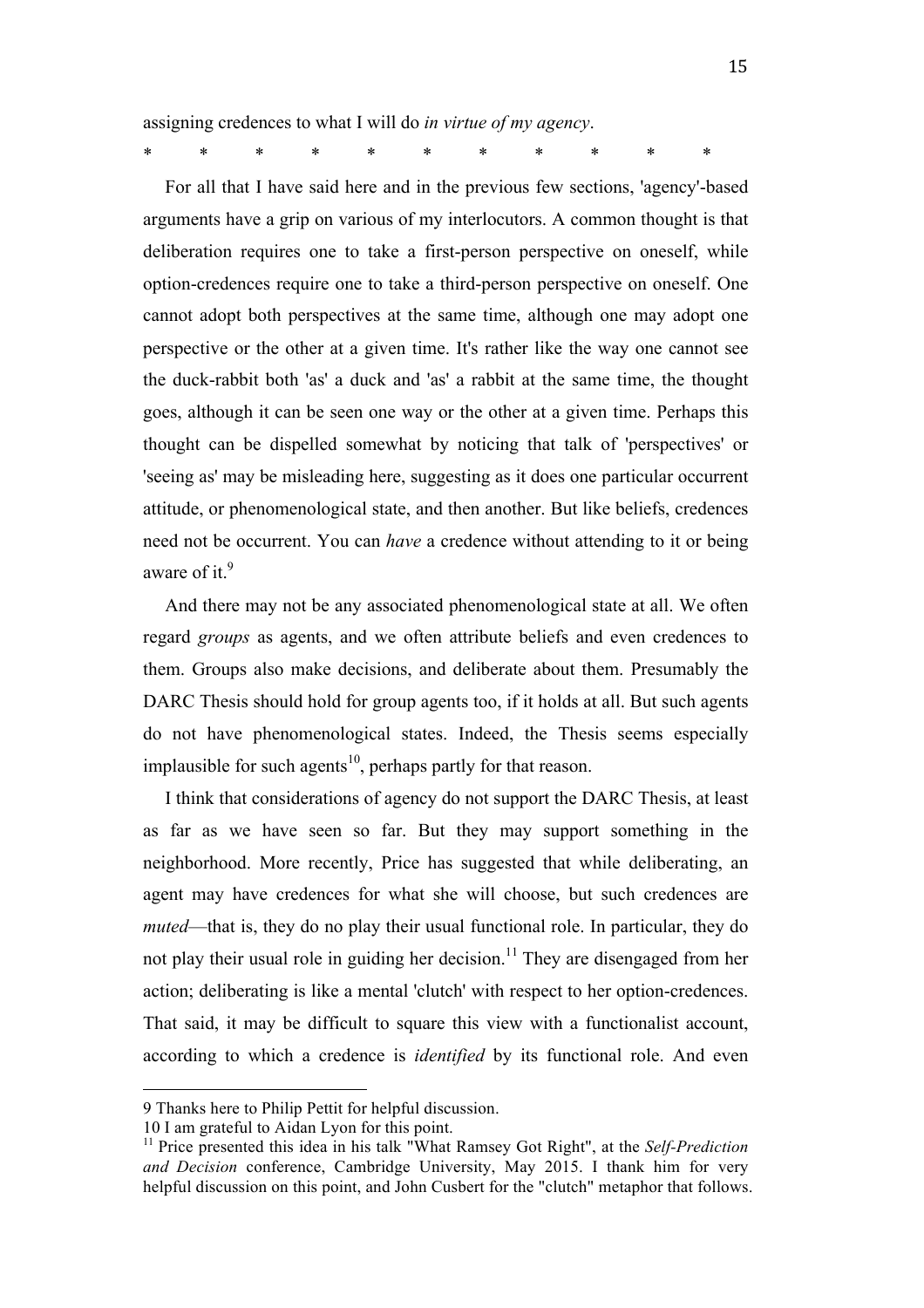assigning credences to what I will do *in virtue of my agency*.

\*          \*          \*          \*          \*          \*          \*          \*          \*          \*          \*

For all that I have said here and in the previous few sections, 'agency'-based arguments have a grip on various of my interlocutors. A common thought is that deliberation requires one to take a first-person perspective on oneself, while option-credences require one to take a third-person perspective on oneself. One cannot adopt both perspectives at the same time, although one may adopt one perspective or the other at a given time. It's rather like the way one cannot see the duck-rabbit both 'as' a duck and 'as' a rabbit at the same time, the thought goes, although it can be seen one way or the other at a given time. Perhaps this thought can be dispelled somewhat by noticing that talk of 'perspectives' or 'seeing as' may be misleading here, suggesting as it does one particular occurrent attitude, or phenomenological state, and then another. But like beliefs, credences need not be occurrent. You can *have* a credence without attending to it or being aware of it.[9]

And there may not be any associated phenomenological state at all. We often regard *groups* as agents, and we often attribute beliefs and even credences to them. Groups also make decisions, and deliberate about them. Presumably the DARC Thesis should hold for group agents too, if it holds at all. But such agents do not have phenomenological states. Indeed, the Thesis seems especially implausible for such agents[10], perhaps partly for that reason.

I think that considerations of agency do not support the DARC Thesis, at least as far as we have seen so far. But they may support something in the neighborhood. More recently, Price has suggested that while deliberating, an agent may have credences for what she will choose, but such credences are *muted*—that is, they do no play their usual functional role. In particular, they do not play their usual role in guiding her decision.[11] They are disengaged from her action; deliberating is like a mental 'clutch' with respect to her option-credences. That said, it may be difficult to square this view with a functionalist account, according to which a credence is *identified* by its functional role. And even

---

9 Thanks here to Philip Pettit for helpful discussion.

10 I am grateful to Aidan Lyon for this point.

11 Price presented this idea in his talk "What Ramsey Got Right", at the *Self-Prediction and Decision* conference, Cambridge University, May 2015. I thank him for very helpful discussion on this point, and John Cusbert for the "clutch" metaphor that follows.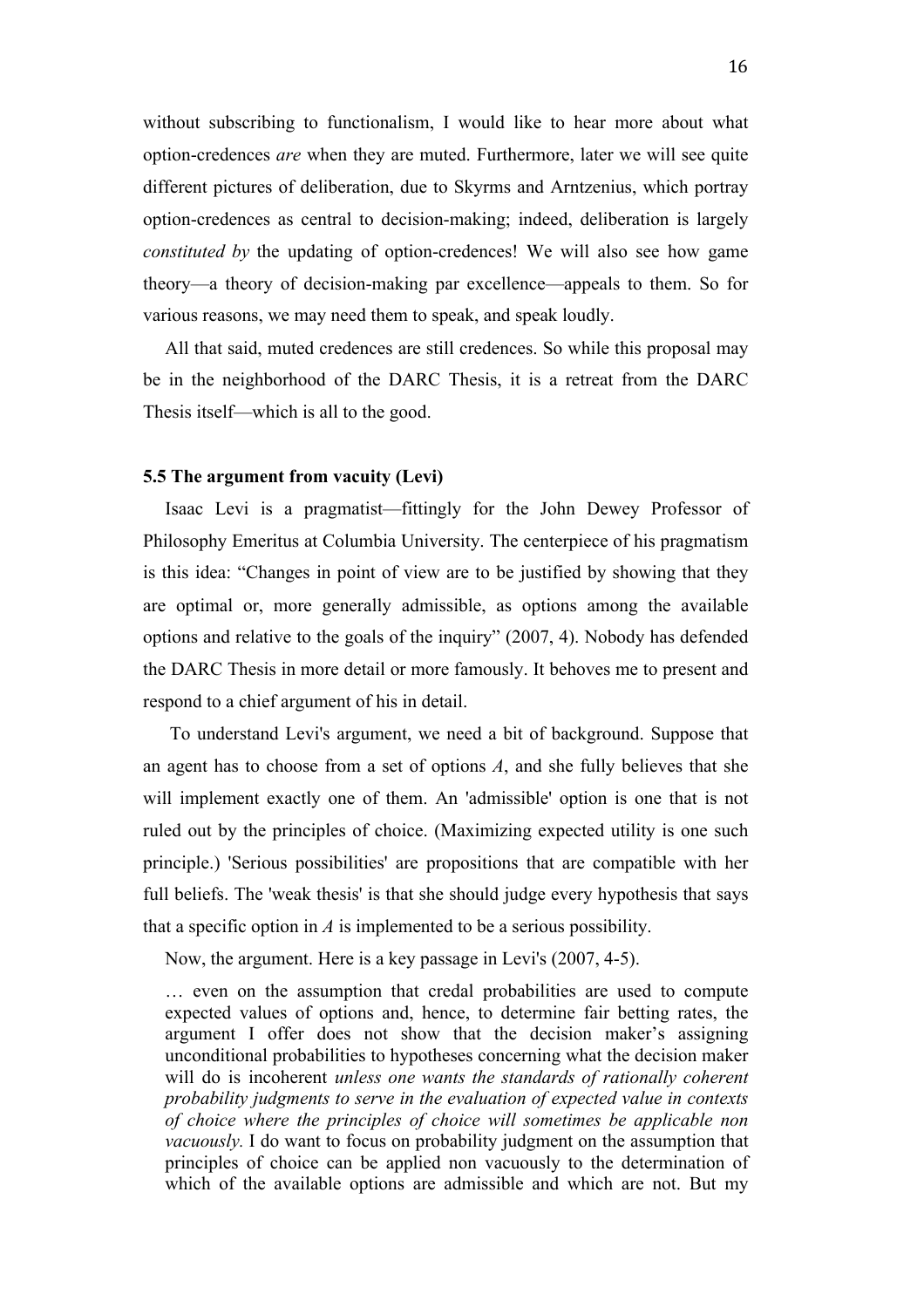without subscribing to functionalism, I would like to hear more about what option-credences *are* when they are muted. Furthermore, later we will see quite different pictures of deliberation, due to Skyrms and Arntzenius, which portray option-credences as central to decision-making; indeed, deliberation is largely *constituted by* the updating of option-credences! We will also see how game theory—a theory of decision-making par excellence—appeals to them. So for various reasons, we may need them to speak, and speak loudly.

All that said, muted credences are still credences. So while this proposal may be in the neighborhood of the DARC Thesis, it is a retreat from the DARC Thesis itself—which is all to the good.

### 5.5 The argument from vacuity (Levi)

Isaac Levi is a pragmatist—fittingly for the John Dewey Professor of Philosophy Emeritus at Columbia University. The centerpiece of his pragmatism is this idea: "Changes in point of view are to be justified by showing that they are optimal or, more generally admissible, as options among the available options and relative to the goals of the inquiry" (2007, 4). Nobody has defended the DARC Thesis in more detail or more famously. It behoves me to present and respond to a chief argument of his in detail.

To understand Levi's argument, we need a bit of background. Suppose that an agent has to choose from a set of options *A*, and she fully believes that she will implement exactly one of them. An 'admissible' option is one that is not ruled out by the principles of choice. (Maximizing expected utility is one such principle.) 'Serious possibilities' are propositions that are compatible with her full beliefs. The 'weak thesis' is that she should judge every hypothesis that says that a specific option in *A* is implemented to be a serious possibility.

Now, the argument. Here is a key passage in Levi's (2007, 4-5).

> … even on the assumption that credal probabilities are used to compute expected values of options and, hence, to determine fair betting rates, the argument I offer does not show that the decision maker's assigning unconditional probabilities to hypotheses concerning what the decision maker will do is incoherent *unless one wants the standards of rationally coherent probability judgments to serve in the evaluation of expected value in contexts of choice where the principles of choice will sometimes be applicable non vacuously.* I do want to focus on probability judgment on the assumption that principles of choice can be applied non vacuously to the determination of which of the available options are admissible and which are not. But my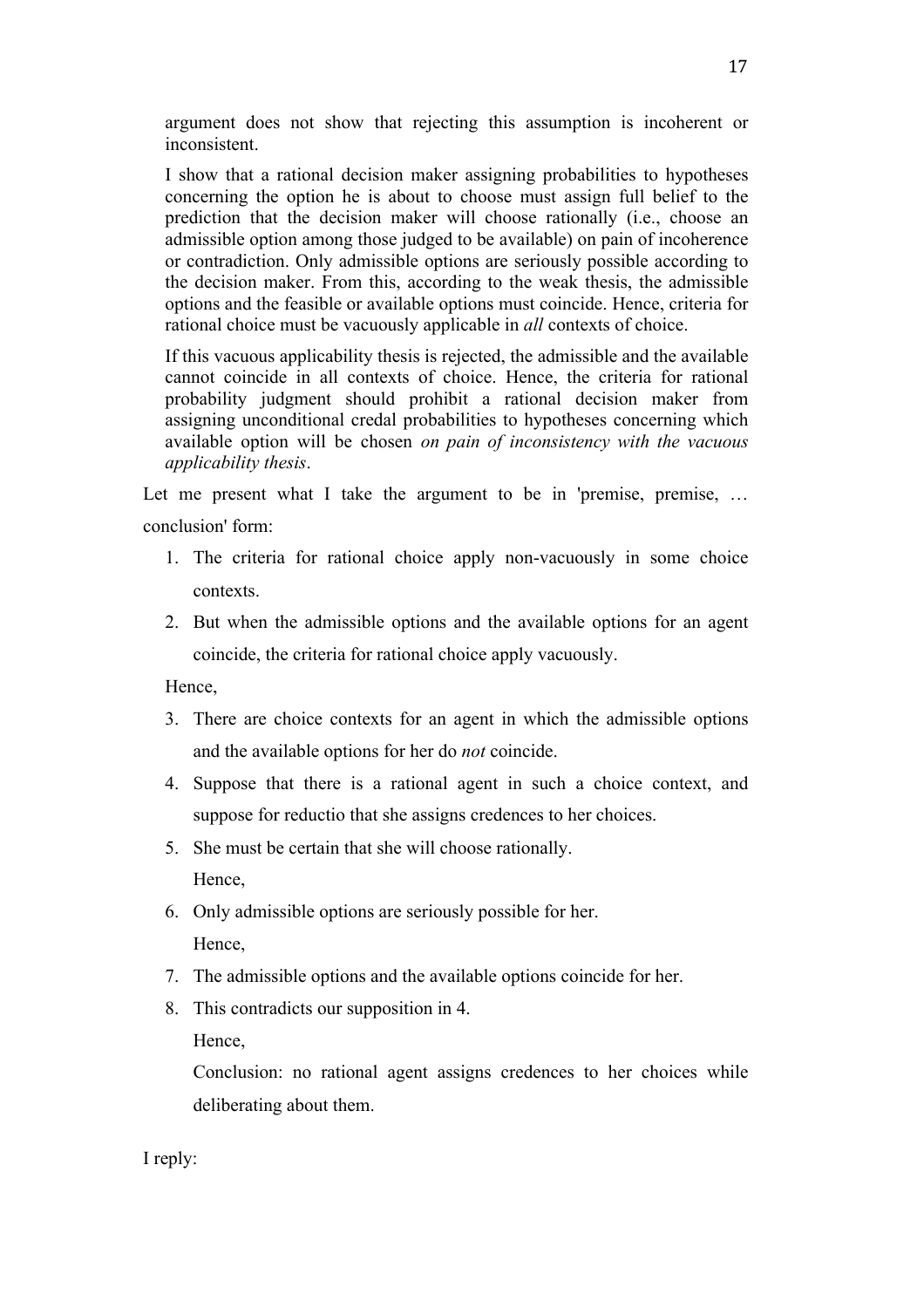> argument does not show that rejecting this assumption is incoherent or inconsistent.
>
> I show that a rational decision maker assigning probabilities to hypotheses concerning the option he is about to choose must assign full belief to the prediction that the decision maker will choose rationally (i.e., choose an admissible option among those judged to be available) on pain of incoherence or contradiction. Only admissible options are seriously possible according to the decision maker. From this, according to the weak thesis, the admissible options and the feasible or available options must coincide. Hence, criteria for rational choice must be vacuously applicable in *all* contexts of choice.
>
> If this vacuous applicability thesis is rejected, the admissible and the available cannot coincide in all contexts of choice. Hence, the criteria for rational probability judgment should prohibit a rational decision maker from assigning unconditional credal probabilities to hypotheses concerning which available option will be chosen *on pain of inconsistency with the vacuous applicability thesis*.

Let me present what I take the argument to be in 'premise, premise, … conclusion' form:

1. The criteria for rational choice apply non-vacuously in some choice contexts.
2. But when the admissible options and the available options for an agent coincide, the criteria for rational choice apply vacuously.

Hence,

3. There are choice contexts for an agent in which the admissible options and the available options for her do *not* coincide.
4. Suppose that there is a rational agent in such a choice context, and suppose for reductio that she assigns credences to her choices.
5. She must be certain that she will choose rationally.

   Hence,

6. Only admissible options are seriously possible for her.

   Hence,

7. The admissible options and the available options coincide for her.
8. This contradicts our supposition in 4.

   Hence,

   Conclusion: no rational agent assigns credences to her choices while deliberating about them.

I reply: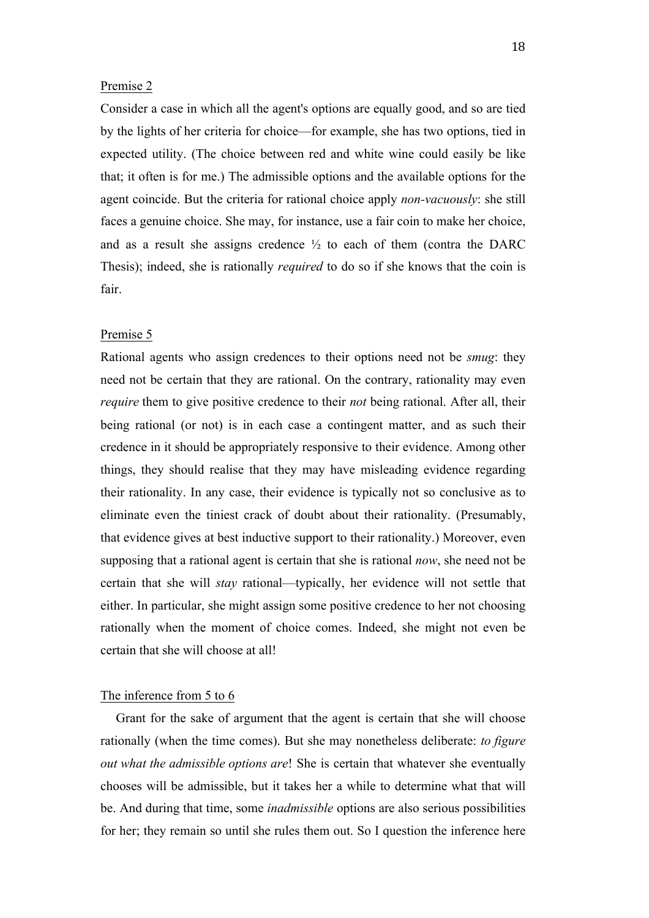Premise 2

Consider a case in which all the agent's options are equally good, and so are tied by the lights of her criteria for choice—for example, she has two options, tied in expected utility. (The choice between red and white wine could easily be like that; it often is for me.) The admissible options and the available options for the agent coincide. But the criteria for rational choice apply *non-vacuously*: she still faces a genuine choice. She may, for instance, use a fair coin to make her choice, and as a result she assigns credence ½ to each of them (contra the DARC Thesis); indeed, she is rationally *required* to do so if she knows that the coin is fair.

Premise 5

Rational agents who assign credences to their options need not be *smug*: they need not be certain that they are rational. On the contrary, rationality may even *require* them to give positive credence to their *not* being rational. After all, their being rational (or not) is in each case a contingent matter, and as such their credence in it should be appropriately responsive to their evidence. Among other things, they should realise that they may have misleading evidence regarding their rationality. In any case, their evidence is typically not so conclusive as to eliminate even the tiniest crack of doubt about their rationality. (Presumably, that evidence gives at best inductive support to their rationality.) Moreover, even supposing that a rational agent is certain that she is rational *now*, she need not be certain that she will *stay* rational—typically, her evidence will not settle that either. In particular, she might assign some positive credence to her not choosing rationally when the moment of choice comes. Indeed, she might not even be certain that she will choose at all!

The inference from 5 to 6

Grant for the sake of argument that the agent is certain that she will choose rationally (when the time comes). But she may nonetheless deliberate: *to figure out what the admissible options are*! She is certain that whatever she eventually chooses will be admissible, but it takes her a while to determine what that will be. And during that time, some *inadmissible* options are also serious possibilities for her; they remain so until she rules them out. So I question the inference here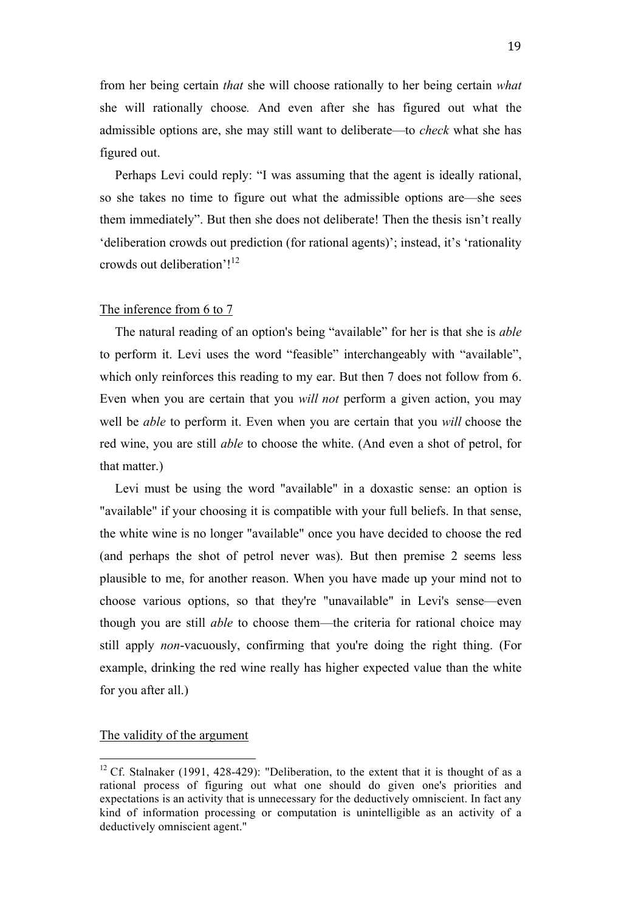from her being certain *that* she will choose rationally to her being certain *what* she will rationally choose*.* And even after she has figured out what the admissible options are, she may still want to deliberate—to *check* what she has figured out.

Perhaps Levi could reply: "I was assuming that the agent is ideally rational, so she takes no time to figure out what the admissible options are—she sees them immediately". But then she does not deliberate! Then the thesis isn't really 'deliberation crowds out prediction (for rational agents)'; instead, it's 'rationality crowds out deliberation'![12]

The inference from 6 to 7

The natural reading of an option's being "available" for her is that she is *able* to perform it. Levi uses the word "feasible" interchangeably with "available", which only reinforces this reading to my ear. But then 7 does not follow from 6. Even when you are certain that you *will not* perform a given action, you may well be *able* to perform it. Even when you are certain that you *will* choose the red wine, you are still *able* to choose the white. (And even a shot of petrol, for that matter.)

Levi must be using the word "available" in a doxastic sense: an option is "available" if your choosing it is compatible with your full beliefs. In that sense, the white wine is no longer "available" once you have decided to choose the red (and perhaps the shot of petrol never was). But then premise 2 seems less plausible to me, for another reason. When you have made up your mind not to choose various options, so that they're "unavailable" in Levi's sense—even though you are still *able* to choose them—the criteria for rational choice may still apply *non*-vacuously, confirming that you're doing the right thing. (For example, drinking the red wine really has higher expected value than the white for you after all.)

The validity of the argument

[12] Cf. Stalnaker (1991, 428-429): "Deliberation, to the extent that it is thought of as a rational process of figuring out what one should do given one's priorities and expectations is an activity that is unnecessary for the deductively omniscient. In fact any kind of information processing or computation is unintelligible as an activity of a deductively omniscient agent."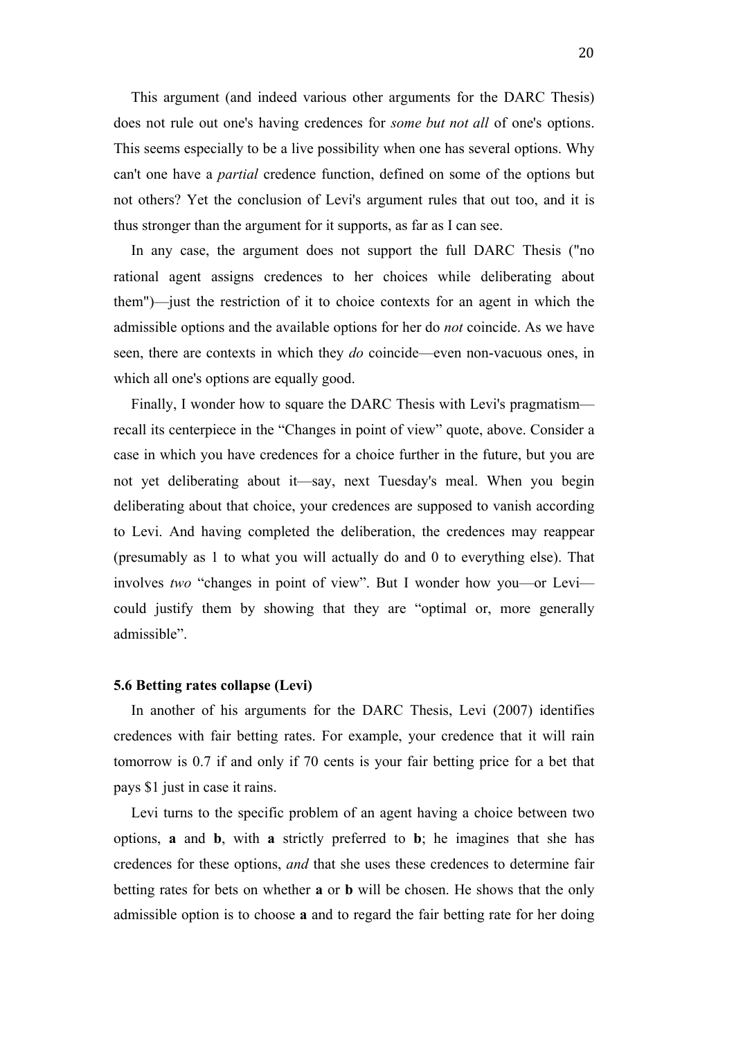This argument (and indeed various other arguments for the DARC Thesis) does not rule out one's having credences for *some but not all* of one's options. This seems especially to be a live possibility when one has several options. Why can't one have a *partial* credence function, defined on some of the options but not others? Yet the conclusion of Levi's argument rules that out too, and it is thus stronger than the argument for it supports, as far as I can see.

In any case, the argument does not support the full DARC Thesis ("no rational agent assigns credences to her choices while deliberating about them")—just the restriction of it to choice contexts for an agent in which the admissible options and the available options for her do *not* coincide. As we have seen, there are contexts in which they *do* coincide—even non-vacuous ones, in which all one's options are equally good.

Finally, I wonder how to square the DARC Thesis with Levi's pragmatism—recall its centerpiece in the "Changes in point of view" quote, above. Consider a case in which you have credences for a choice further in the future, but you are not yet deliberating about it—say, next Tuesday's meal. When you begin deliberating about that choice, your credences are supposed to vanish according to Levi. And having completed the deliberation, the credences may reappear (presumably as 1 to what you will actually do and 0 to everything else). That involves *two* "changes in point of view". But I wonder how you—or Levi—could justify them by showing that they are "optimal or, more generally admissible".

### 5.6 Betting rates collapse (Levi)

In another of his arguments for the DARC Thesis, Levi (2007) identifies credences with fair betting rates. For example, your credence that it will rain tomorrow is 0.7 if and only if 70 cents is your fair betting price for a bet that pays $1 just in case it rains.

Levi turns to the specific problem of an agent having a choice between two options, **a** and **b**, with **a** strictly preferred to **b**; he imagines that she has credences for these options, *and* that she uses these credences to determine fair betting rates for bets on whether **a** or **b** will be chosen. He shows that the only admissible option is to choose **a** and to regard the fair betting rate for her doing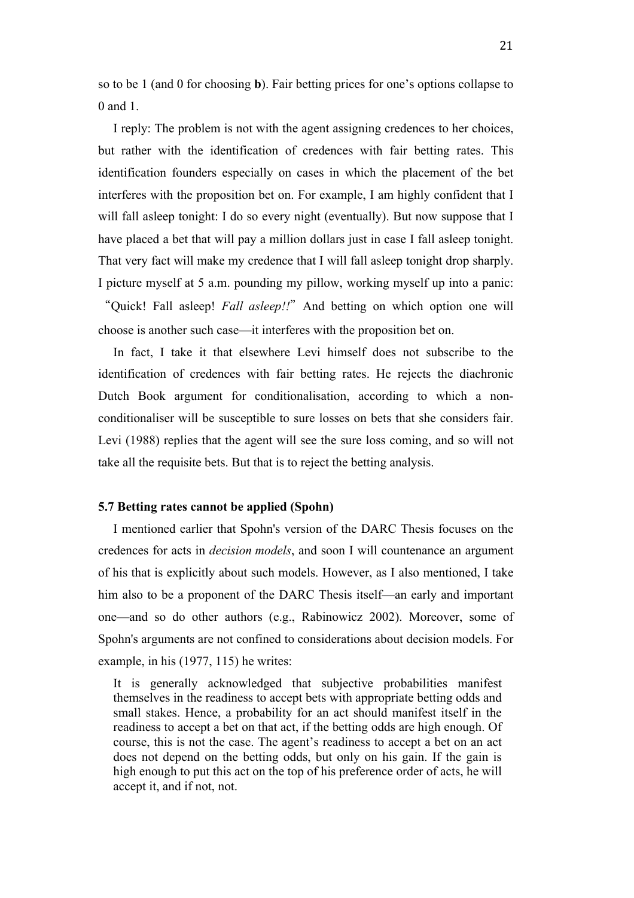so to be 1 (and 0 for choosing **b**). Fair betting prices for one's options collapse to 0 and 1.

I reply: The problem is not with the agent assigning credences to her choices, but rather with the identification of credences with fair betting rates. This identification founders especially on cases in which the placement of the bet interferes with the proposition bet on. For example, I am highly confident that I will fall asleep tonight: I do so every night (eventually). But now suppose that I have placed a bet that will pay a million dollars just in case I fall asleep tonight. That very fact will make my credence that I will fall asleep tonight drop sharply. I picture myself at 5 a.m. pounding my pillow, working myself up into a panic: "Quick! Fall asleep! *Fall asleep!!*" And betting on which option one will choose is another such case—it interferes with the proposition bet on.

In fact, I take it that elsewhere Levi himself does not subscribe to the identification of credences with fair betting rates. He rejects the diachronic Dutch Book argument for conditionalisation, according to which a non-conditionaliser will be susceptible to sure losses on bets that she considers fair. Levi (1988) replies that the agent will see the sure loss coming, and so will not take all the requisite bets. But that is to reject the betting analysis.

### 5.7 Betting rates cannot be applied (Spohn)

I mentioned earlier that Spohn's version of the DARC Thesis focuses on the credences for acts in *decision models*, and soon I will countenance an argument of his that is explicitly about such models. However, as I also mentioned, I take him also to be a proponent of the DARC Thesis itself—an early and important one—and so do other authors (e.g., Rabinowicz 2002). Moreover, some of Spohn's arguments are not confined to considerations about decision models. For example, in his (1977, 115) he writes:

> It is generally acknowledged that subjective probabilities manifest themselves in the readiness to accept bets with appropriate betting odds and small stakes. Hence, a probability for an act should manifest itself in the readiness to accept a bet on that act, if the betting odds are high enough. Of course, this is not the case. The agent's readiness to accept a bet on an act does not depend on the betting odds, but only on his gain. If the gain is high enough to put this act on the top of his preference order of acts, he will accept it, and if not, not.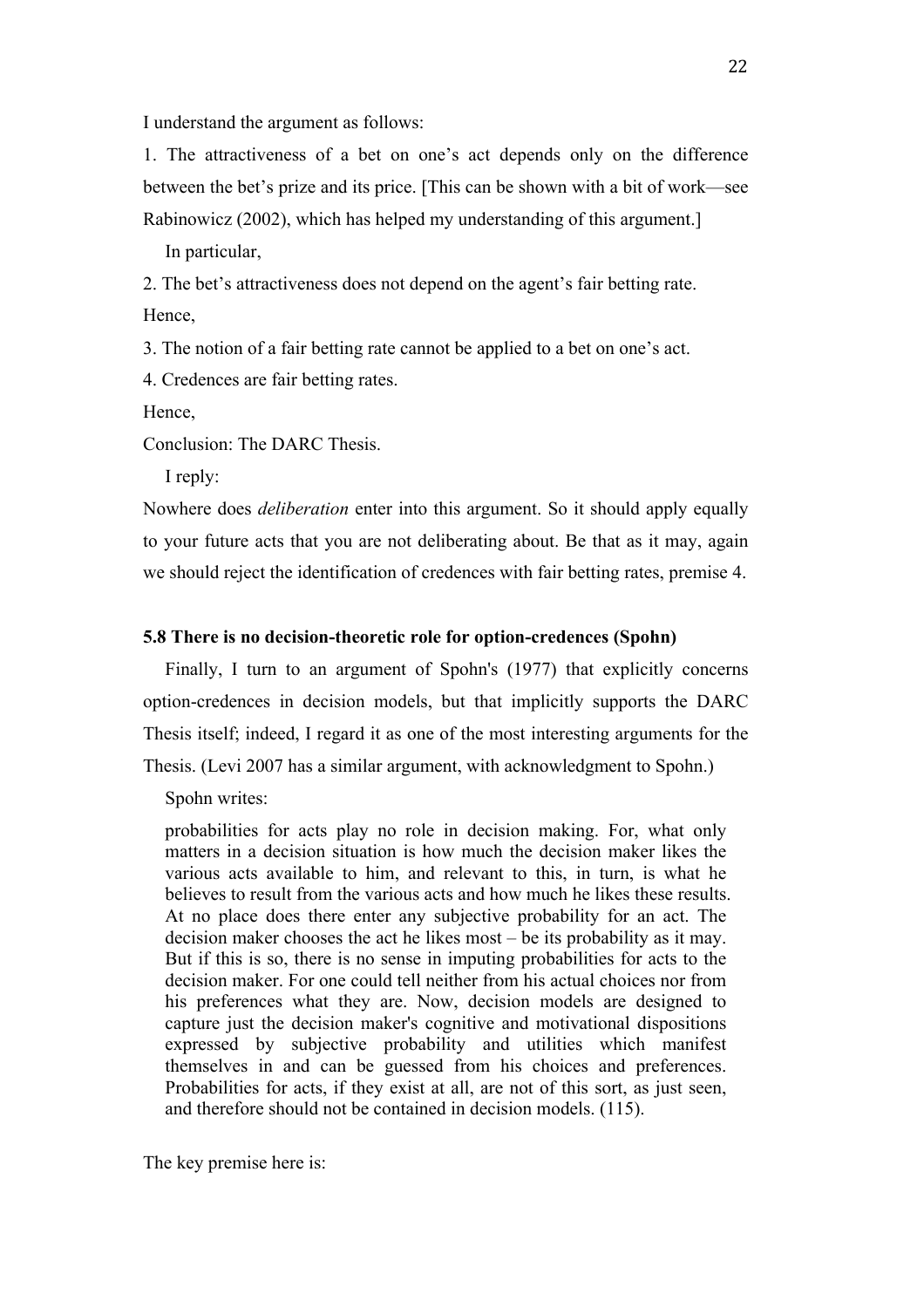I understand the argument as follows:

1. The attractiveness of a bet on one's act depends only on the difference between the bet's prize and its price. [This can be shown with a bit of work—see Rabinowicz (2002), which has helped my understanding of this argument.]

In particular,

2. The bet's attractiveness does not depend on the agent's fair betting rate.

Hence,

3. The notion of a fair betting rate cannot be applied to a bet on one's act.

4. Credences are fair betting rates.

Hence,

Conclusion: The DARC Thesis.

I reply:

Nowhere does *deliberation* enter into this argument. So it should apply equally to your future acts that you are not deliberating about. Be that as it may, again we should reject the identification of credences with fair betting rates, premise 4.

### 5.8 There is no decision-theoretic role for option-credences (Spohn)

Finally, I turn to an argument of Spohn's (1977) that explicitly concerns option-credences in decision models, but that implicitly supports the DARC Thesis itself; indeed, I regard it as one of the most interesting arguments for the Thesis. (Levi 2007 has a similar argument, with acknowledgment to Spohn.)

Spohn writes:

> probabilities for acts play no role in decision making. For, what only matters in a decision situation is how much the decision maker likes the various acts available to him, and relevant to this, in turn, is what he believes to result from the various acts and how much he likes these results. At no place does there enter any subjective probability for an act. The decision maker chooses the act he likes most – be its probability as it may. But if this is so, there is no sense in imputing probabilities for acts to the decision maker. For one could tell neither from his actual choices nor from his preferences what they are. Now, decision models are designed to capture just the decision maker's cognitive and motivational dispositions expressed by subjective probability and utilities which manifest themselves in and can be guessed from his choices and preferences. Probabilities for acts, if they exist at all, are not of this sort, as just seen, and therefore should not be contained in decision models. (115).

The key premise here is: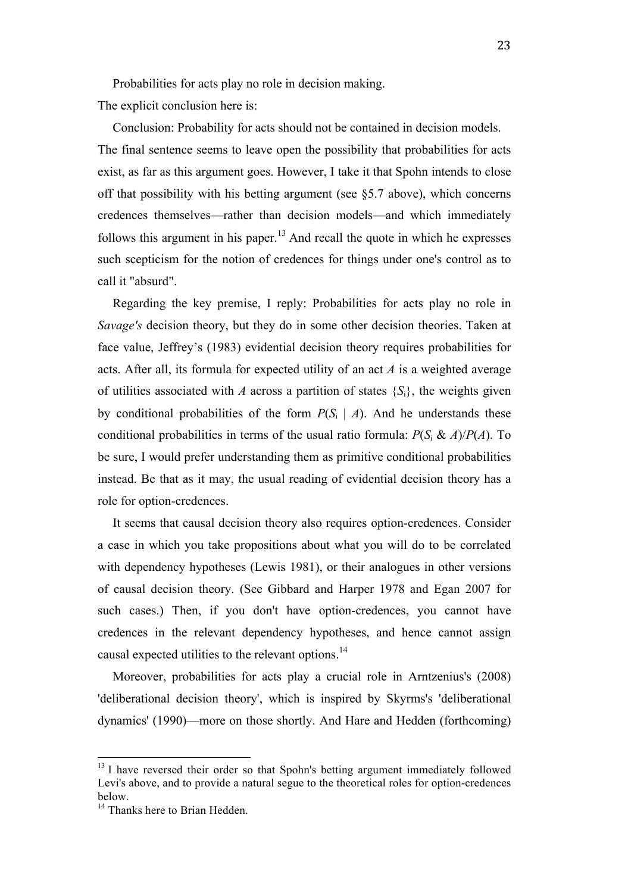Probabilities for acts play no role in decision making.

The explicit conclusion here is:

Conclusion: Probability for acts should not be contained in decision models.

The final sentence seems to leave open the possibility that probabilities for acts exist, as far as this argument goes. However, I take it that Spohn intends to close off that possibility with his betting argument (see §5.7 above), which concerns credences themselves—rather than decision models—and which immediately follows this argument in his paper.[13] And recall the quote in which he expresses such scepticism for the notion of credences for things under one's control as to call it "absurd".

Regarding the key premise, I reply: Probabilities for acts play no role in *Savage's* decision theory, but they do in some other decision theories. Taken at face value, Jeffrey's (1983) evidential decision theory requires probabilities for acts. After all, its formula for expected utility of an act $A$ is a weighted average of utilities associated with $A$ across a partition of states $\{S_i\}$, the weights given by conditional probabilities of the form $P(S_i \mid A)$. And he understands these conditional probabilities in terms of the usual ratio formula: $P(S_i \,\&\, A)/P(A)$. To be sure, I would prefer understanding them as primitive conditional probabilities instead. Be that as it may, the usual reading of evidential decision theory has a role for option-credences.

It seems that causal decision theory also requires option-credences. Consider a case in which you take propositions about what you will do to be correlated with dependency hypotheses (Lewis 1981), or their analogues in other versions of causal decision theory. (See Gibbard and Harper 1978 and Egan 2007 for such cases.) Then, if you don't have option-credences, you cannot have credences in the relevant dependency hypotheses, and hence cannot assign causal expected utilities to the relevant options.[14]

Moreover, probabilities for acts play a crucial role in Arntzenius's (2008) 'deliberational decision theory', which is inspired by Skyrms's 'deliberational dynamics' (1990)—more on those shortly. And Hare and Hedden (forthcoming)

[13] I have reversed their order so that Spohn's betting argument immediately followed Levi's above, and to provide a natural segue to the theoretical roles for option-credences below.

[14] Thanks here to Brian Hedden.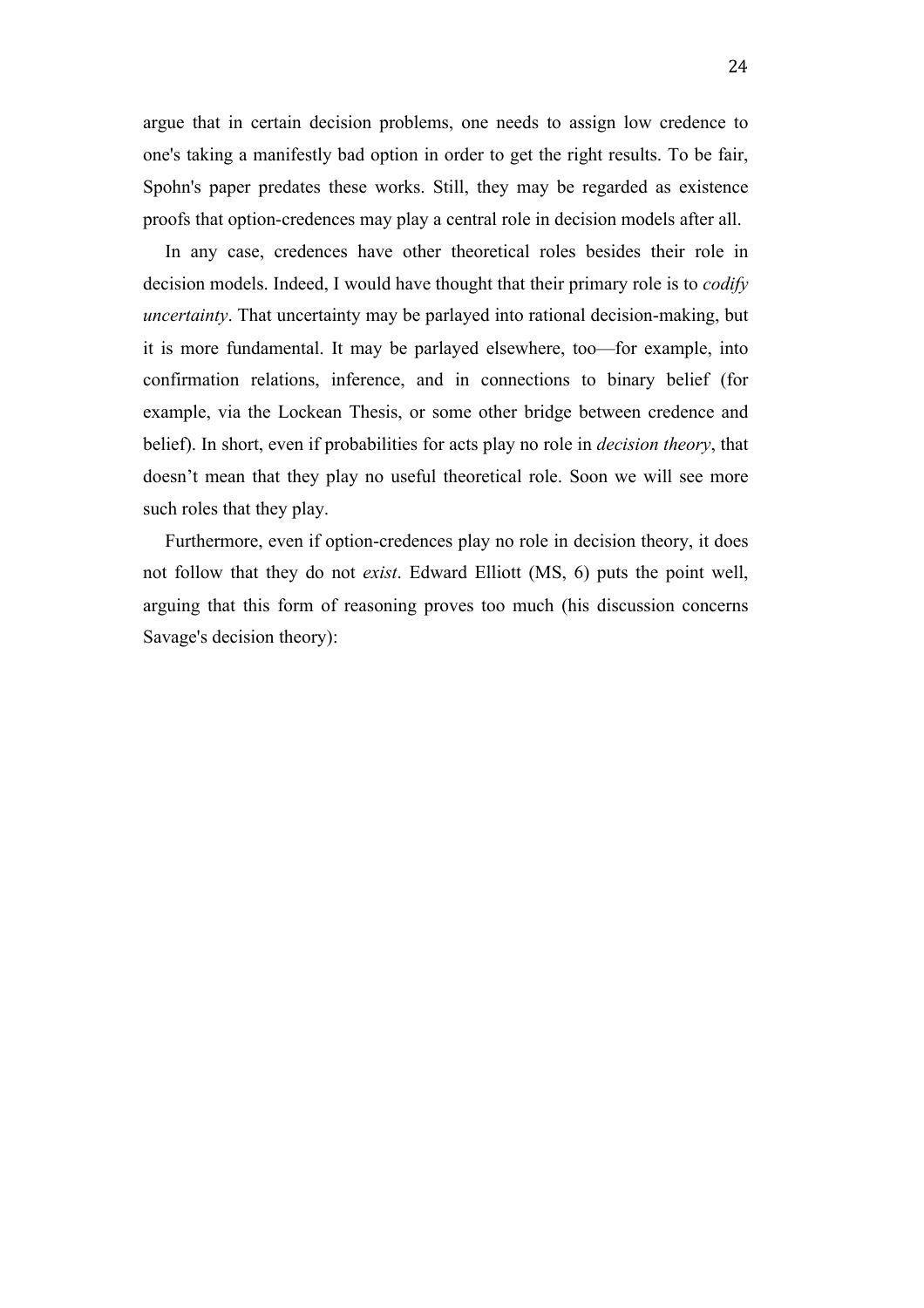argue that in certain decision problems, one needs to assign low credence to one's taking a manifestly bad option in order to get the right results. To be fair, Spohn's paper predates these works. Still, they may be regarded as existence proofs that option-credences may play a central role in decision models after all.

In any case, credences have other theoretical roles besides their role in decision models. Indeed, I would have thought that their primary role is to *codify uncertainty*. That uncertainty may be parlayed into rational decision-making, but it is more fundamental. It may be parlayed elsewhere, too—for example, into confirmation relations, inference, and in connections to binary belief (for example, via the Lockean Thesis, or some other bridge between credence and belief). In short, even if probabilities for acts play no role in *decision theory*, that doesn't mean that they play no useful theoretical role. Soon we will see more such roles that they play.

Furthermore, even if option-credences play no role in decision theory, it does not follow that they do not *exist*. Edward Elliott (MS, 6) puts the point well, arguing that this form of reasoning proves too much (his discussion concerns Savage's decision theory):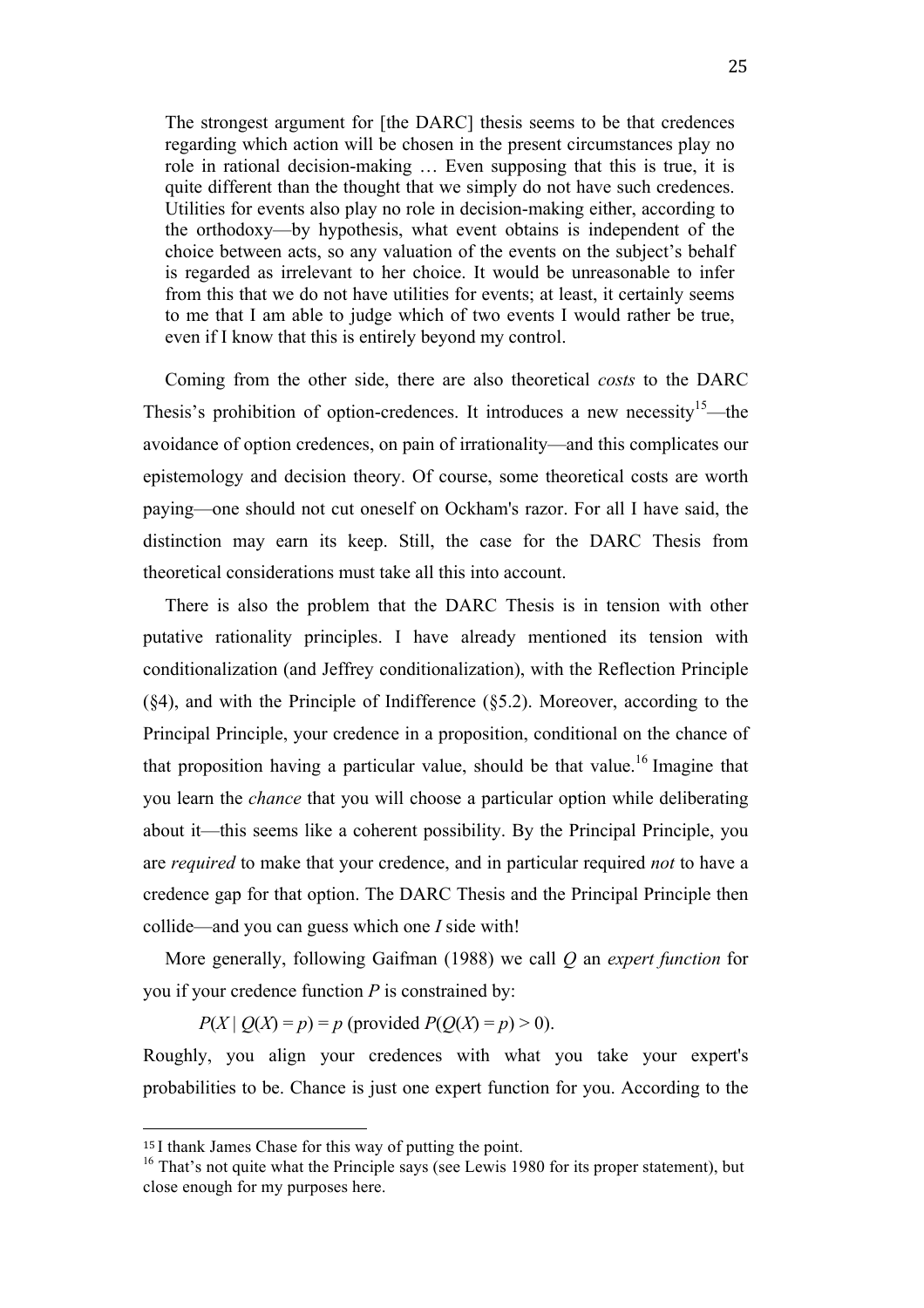> The strongest argument for [the DARC] thesis seems to be that credences regarding which action will be chosen in the present circumstances play no role in rational decision-making … Even supposing that this is true, it is quite different than the thought that we simply do not have such credences. Utilities for events also play no role in decision-making either, according to the orthodoxy—by hypothesis, what event obtains is independent of the choice between acts, so any valuation of the events on the subject's behalf is regarded as irrelevant to her choice. It would be unreasonable to infer from this that we do not have utilities for events; at least, it certainly seems to me that I am able to judge which of two events I would rather be true, even if I know that this is entirely beyond my control.

Coming from the other side, there are also theoretical *costs* to the DARC Thesis's prohibition of option-credences. It introduces a new necessity[15]—the avoidance of option credences, on pain of irrationality—and this complicates our epistemology and decision theory. Of course, some theoretical costs are worth paying—one should not cut oneself on Ockham's razor. For all I have said, the distinction may earn its keep. Still, the case for the DARC Thesis from theoretical considerations must take all this into account.

There is also the problem that the DARC Thesis is in tension with other putative rationality principles. I have already mentioned its tension with conditionalization (and Jeffrey conditionalization), with the Reflection Principle (§4), and with the Principle of Indifference (§5.2). Moreover, according to the Principal Principle, your credence in a proposition, conditional on the chance of that proposition having a particular value, should be that value.[16] Imagine that you learn the *chance* that you will choose a particular option while deliberating about it—this seems like a coherent possibility. By the Principal Principle, you are *required* to make that your credence, and in particular required *not* to have a credence gap for that option. The DARC Thesis and the Principal Principle then collide—and you can guess which one *I* side with!

More generally, following Gaifman (1988) we call $Q$ an *expert function* for you if your credence function $P$ is constrained by:

$P(X \mid Q(X) = p) = p$ (provided $P(Q(X) = p) > 0$).

Roughly, you align your credences with what you take your expert's probabilities to be. Chance is just one expert function for you. According to the

---

[15] I thank James Chase for this way of putting the point.

[16] That's not quite what the Principle says (see Lewis 1980 for its proper statement), but close enough for my purposes here.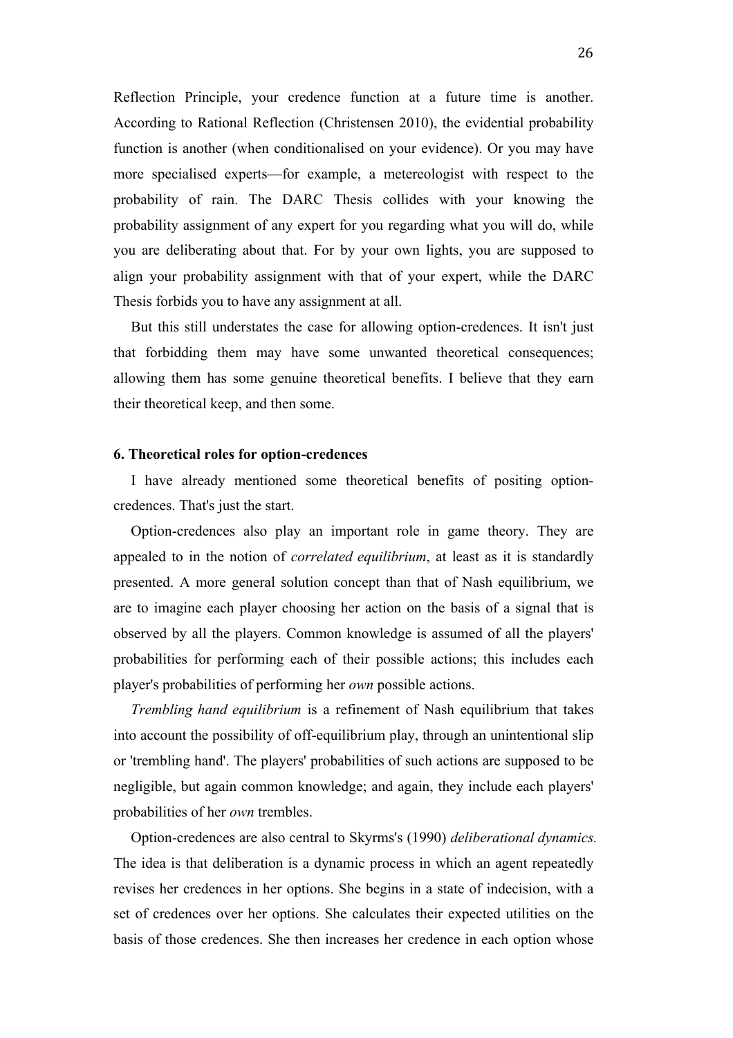Reflection Principle, your credence function at a future time is another. According to Rational Reflection (Christensen 2010), the evidential probability function is another (when conditionalised on your evidence). Or you may have more specialised experts—for example, a metereologist with respect to the probability of rain. The DARC Thesis collides with your knowing the probability assignment of any expert for you regarding what you will do, while you are deliberating about that. For by your own lights, you are supposed to align your probability assignment with that of your expert, while the DARC Thesis forbids you to have any assignment at all.

But this still understates the case for allowing option-credences. It isn't just that forbidding them may have some unwanted theoretical consequences; allowing them has some genuine theoretical benefits. I believe that they earn their theoretical keep, and then some.

#### 6. Theoretical roles for option-credences

I have already mentioned some theoretical benefits of positing option-credences. That's just the start.

Option-credences also play an important role in game theory. They are appealed to in the notion of *correlated equilibrium*, at least as it is standardly presented. A more general solution concept than that of Nash equilibrium, we are to imagine each player choosing her action on the basis of a signal that is observed by all the players. Common knowledge is assumed of all the players' probabilities for performing each of their possible actions; this includes each player's probabilities of performing her *own* possible actions.

*Trembling hand equilibrium* is a refinement of Nash equilibrium that takes into account the possibility of off-equilibrium play, through an unintentional slip or 'trembling hand'. The players' probabilities of such actions are supposed to be negligible, but again common knowledge; and again, they include each players' probabilities of her *own* trembles.

Option-credences are also central to Skyrms's (1990) *deliberational dynamics.* The idea is that deliberation is a dynamic process in which an agent repeatedly revises her credences in her options. She begins in a state of indecision, with a set of credences over her options. She calculates their expected utilities on the basis of those credences. She then increases her credence in each option whose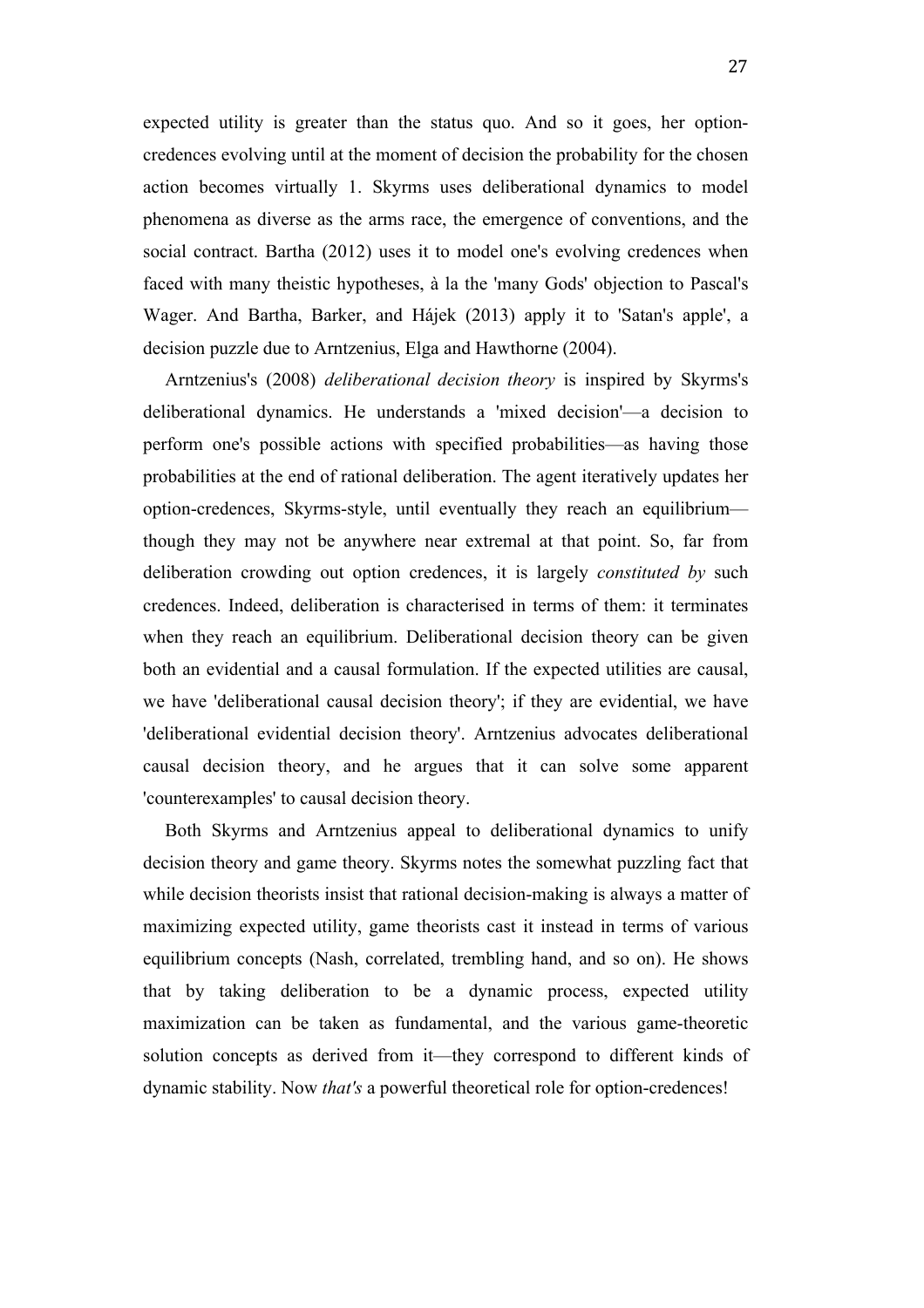expected utility is greater than the status quo. And so it goes, her option-credences evolving until at the moment of decision the probability for the chosen action becomes virtually 1. Skyrms uses deliberational dynamics to model phenomena as diverse as the arms race, the emergence of conventions, and the social contract. Bartha (2012) uses it to model one's evolving credences when faced with many theistic hypotheses, à la the 'many Gods' objection to Pascal's Wager. And Bartha, Barker, and Hájek (2013) apply it to 'Satan's apple', a decision puzzle due to Arntzenius, Elga and Hawthorne (2004).

Arntzenius's (2008) *deliberational decision theory* is inspired by Skyrms's deliberational dynamics. He understands a 'mixed decision'—a decision to perform one's possible actions with specified probabilities—as having those probabilities at the end of rational deliberation. The agent iteratively updates her option-credences, Skyrms-style, until eventually they reach an equilibrium—though they may not be anywhere near extremal at that point. So, far from deliberation crowding out option credences, it is largely *constituted by* such credences. Indeed, deliberation is characterised in terms of them: it terminates when they reach an equilibrium. Deliberational decision theory can be given both an evidential and a causal formulation. If the expected utilities are causal, we have 'deliberational causal decision theory'; if they are evidential, we have 'deliberational evidential decision theory'. Arntzenius advocates deliberational causal decision theory, and he argues that it can solve some apparent 'counterexamples' to causal decision theory.

Both Skyrms and Arntzenius appeal to deliberational dynamics to unify decision theory and game theory. Skyrms notes the somewhat puzzling fact that while decision theorists insist that rational decision-making is always a matter of maximizing expected utility, game theorists cast it instead in terms of various equilibrium concepts (Nash, correlated, trembling hand, and so on). He shows that by taking deliberation to be a dynamic process, expected utility maximization can be taken as fundamental, and the various game-theoretic solution concepts as derived from it—they correspond to different kinds of dynamic stability. Now *that's* a powerful theoretical role for option-credences!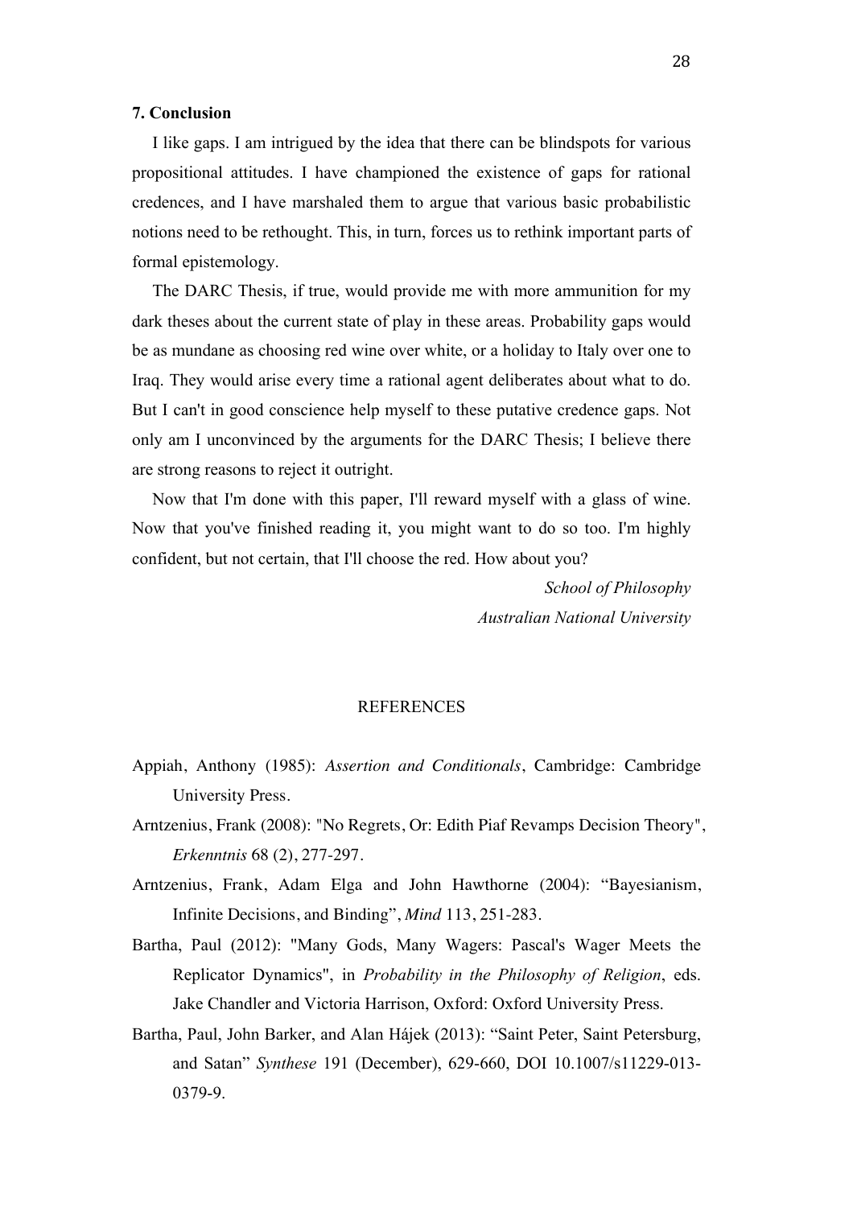## 7. Conclusion

I like gaps. I am intrigued by the idea that there can be blindspots for various propositional attitudes. I have championed the existence of gaps for rational credences, and I have marshaled them to argue that various basic probabilistic notions need to be rethought. This, in turn, forces us to rethink important parts of formal epistemology.

The DARC Thesis, if true, would provide me with more ammunition for my dark theses about the current state of play in these areas. Probability gaps would be as mundane as choosing red wine over white, or a holiday to Italy over one to Iraq. They would arise every time a rational agent deliberates about what to do. But I can't in good conscience help myself to these putative credence gaps. Not only am I unconvinced by the arguments for the DARC Thesis; I believe there are strong reasons to reject it outright.

Now that I'm done with this paper, I'll reward myself with a glass of wine. Now that you've finished reading it, you might want to do so too. I'm highly confident, but not certain, that I'll choose the red. How about you?

*School of Philosophy*
*Australian National University*

## REFERENCES

Appiah, Anthony (1985): *Assertion and Conditionals*, Cambridge: Cambridge University Press.

Arntzenius, Frank (2008): "No Regrets, Or: Edith Piaf Revamps Decision Theory", *Erkenntnis* 68 (2), 277-297.

Arntzenius, Frank, Adam Elga and John Hawthorne (2004): "Bayesianism, Infinite Decisions, and Binding", *Mind* 113, 251-283.

Bartha, Paul (2012): "Many Gods, Many Wagers: Pascal's Wager Meets the Replicator Dynamics", in *Probability in the Philosophy of Religion*, eds. Jake Chandler and Victoria Harrison, Oxford: Oxford University Press.

Bartha, Paul, John Barker, and Alan Hájek (2013): "Saint Peter, Saint Petersburg, and Satan" *Synthese* 191 (December), 629-660, DOI 10.1007/s11229-013-0379-9.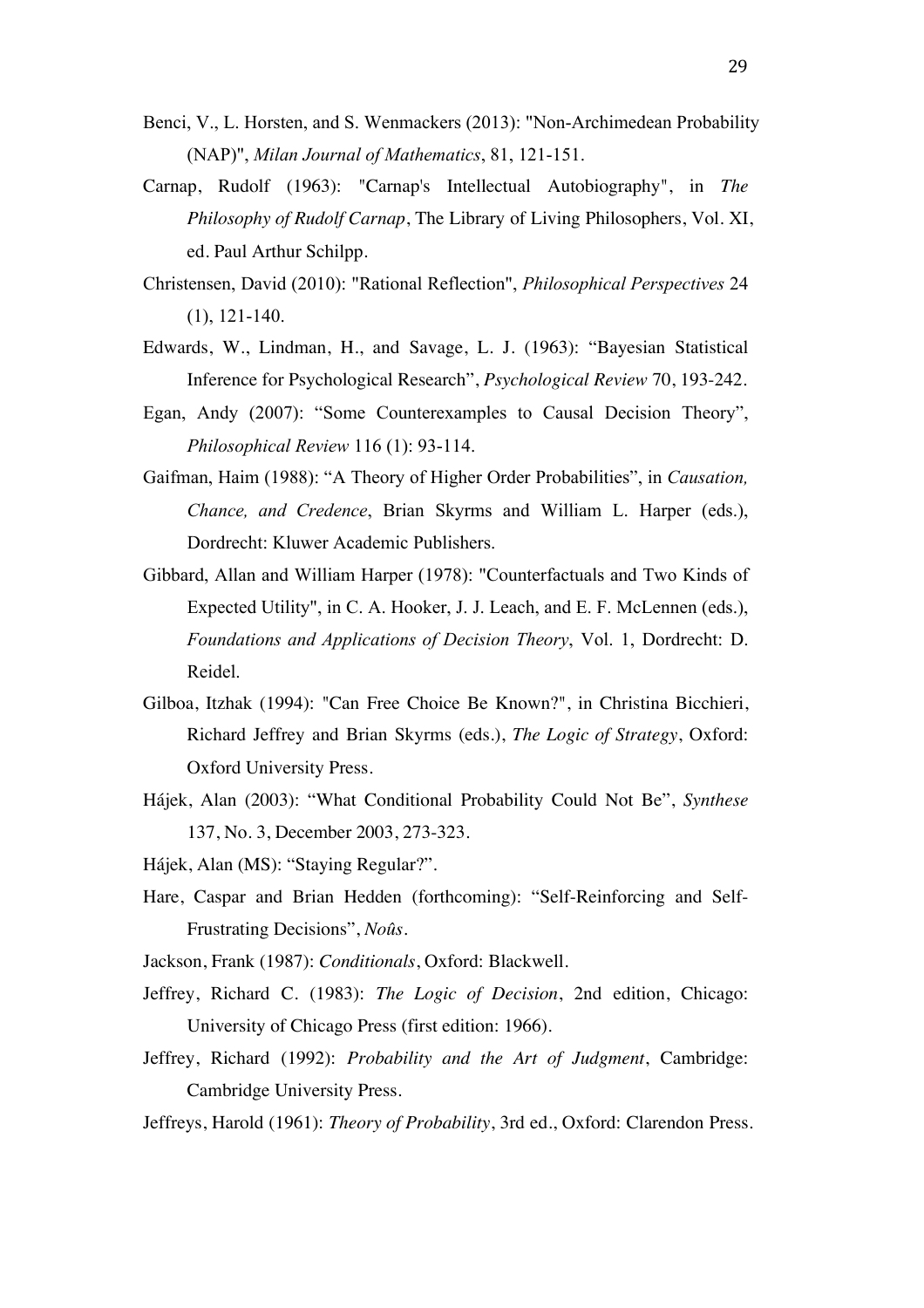Benci, V., L. Horsten, and S. Wenmackers (2013): "Non-Archimedean Probability (NAP)", *Milan Journal of Mathematics*, 81, 121-151.

Carnap, Rudolf (1963): "Carnap's Intellectual Autobiography", in *The Philosophy of Rudolf Carnap*, The Library of Living Philosophers, Vol. XI, ed. Paul Arthur Schilpp.

Christensen, David (2010): "Rational Reflection", *Philosophical Perspectives* 24 (1), 121-140.

Edwards, W., Lindman, H., and Savage, L. J. (1963): "Bayesian Statistical Inference for Psychological Research", *Psychological Review* 70, 193-242.

Egan, Andy (2007): "Some Counterexamples to Causal Decision Theory", *Philosophical Review* 116 (1): 93-114.

Gaifman, Haim (1988): "A Theory of Higher Order Probabilities", in *Causation, Chance, and Credence*, Brian Skyrms and William L. Harper (eds.), Dordrecht: Kluwer Academic Publishers.

Gibbard, Allan and William Harper (1978): "Counterfactuals and Two Kinds of Expected Utility", in C. A. Hooker, J. J. Leach, and E. F. McLennen (eds.), *Foundations and Applications of Decision Theory*, Vol. 1, Dordrecht: D. Reidel.

Gilboa, Itzhak (1994): "Can Free Choice Be Known?", in Christina Bicchieri, Richard Jeffrey and Brian Skyrms (eds.), *The Logic of Strategy*, Oxford: Oxford University Press.

Hájek, Alan (2003): "What Conditional Probability Could Not Be", *Synthese* 137, No. 3, December 2003, 273-323.

Hájek, Alan (MS): "Staying Regular?".

Hare, Caspar and Brian Hedden (forthcoming): "Self-Reinforcing and Self-Frustrating Decisions", *Noûs*.

Jackson, Frank (1987): *Conditionals*, Oxford: Blackwell.

Jeffrey, Richard C. (1983): *The Logic of Decision*, 2nd edition, Chicago: University of Chicago Press (first edition: 1966).

Jeffrey, Richard (1992): *Probability and the Art of Judgment*, Cambridge: Cambridge University Press.

Jeffreys, Harold (1961): *Theory of Probability*, 3rd ed., Oxford: Clarendon Press.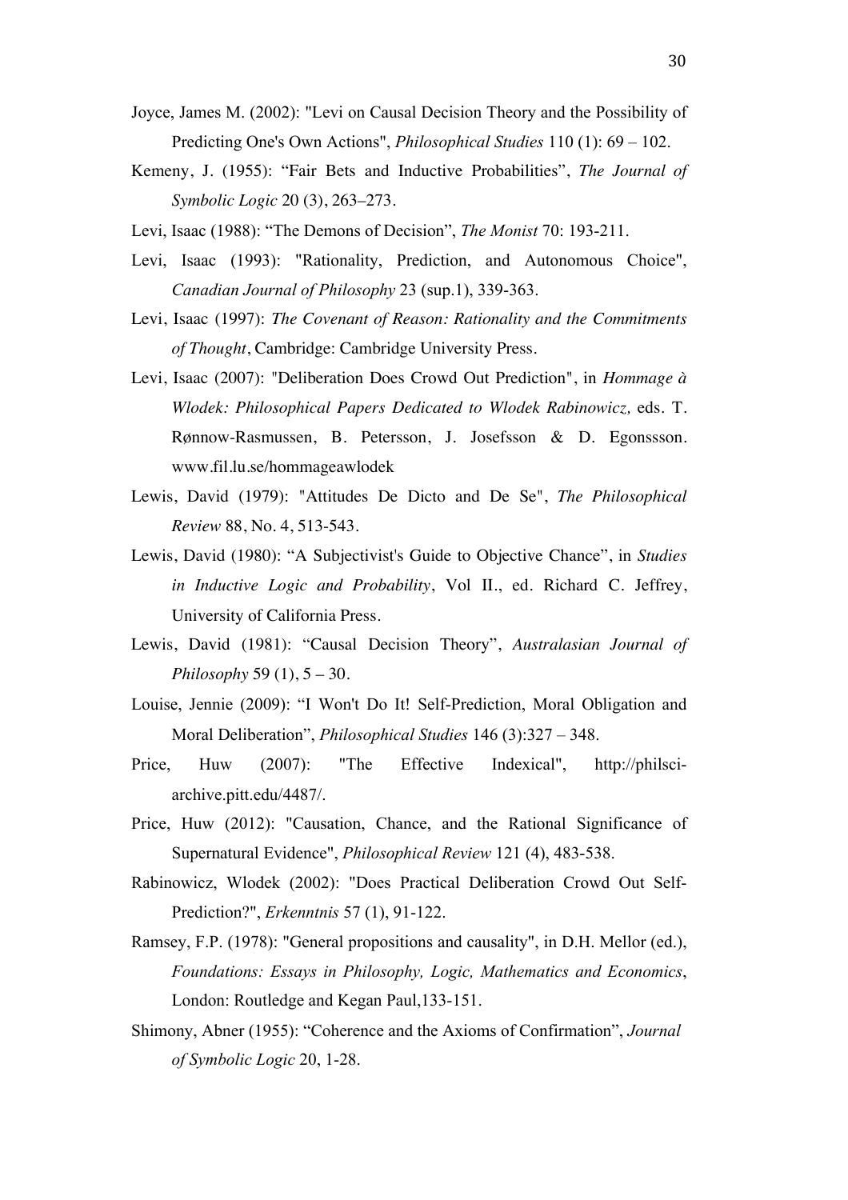Joyce, James M. (2002): "Levi on Causal Decision Theory and the Possibility of Predicting One's Own Actions", *Philosophical Studies* 110 (1): 69 – 102.

Kemeny, J. (1955): "Fair Bets and Inductive Probabilities", *The Journal of Symbolic Logic* 20 (3), 263–273.

Levi, Isaac (1988): "The Demons of Decision", *The Monist* 70: 193-211.

Levi, Isaac (1993): "Rationality, Prediction, and Autonomous Choice", *Canadian Journal of Philosophy* 23 (sup.1), 339-363.

Levi, Isaac (1997): *The Covenant of Reason: Rationality and the Commitments of Thought*, Cambridge: Cambridge University Press.

Levi, Isaac (2007): "Deliberation Does Crowd Out Prediction", in *Hommage à Wlodek: Philosophical Papers Dedicated to Wlodek Rabinowicz,* eds. T. Rønnow-Rasmussen, B. Petersson, J. Josefsson & D. Egonssson. www.fil.lu.se/hommageawlodek

Lewis, David (1979): "Attitudes De Dicto and De Se", *The Philosophical Review* 88, No. 4, 513-543.

Lewis, David (1980): "A Subjectivist's Guide to Objective Chance", in *Studies in Inductive Logic and Probability*, Vol II., ed. Richard C. Jeffrey, University of California Press.

Lewis, David (1981): "Causal Decision Theory", *Australasian Journal of Philosophy* 59 (1), 5 – 30.

Louise, Jennie (2009): "I Won't Do It! Self-Prediction, Moral Obligation and Moral Deliberation", *Philosophical Studies* 146 (3):327 – 348.

Price, Huw (2007): "The Effective Indexical", http://philsci-archive.pitt.edu/4487/.

Price, Huw (2012): "Causation, Chance, and the Rational Significance of Supernatural Evidence", *Philosophical Review* 121 (4), 483-538.

Rabinowicz, Wlodek (2002): "Does Practical Deliberation Crowd Out Self-Prediction?", *Erkenntnis* 57 (1), 91-122.

Ramsey, F.P. (1978): "General propositions and causality", in D.H. Mellor (ed.), *Foundations: Essays in Philosophy, Logic, Mathematics and Economics*, London: Routledge and Kegan Paul,133-151.

Shimony, Abner (1955): "Coherence and the Axioms of Confirmation", *Journal of Symbolic Logic* 20, 1-28.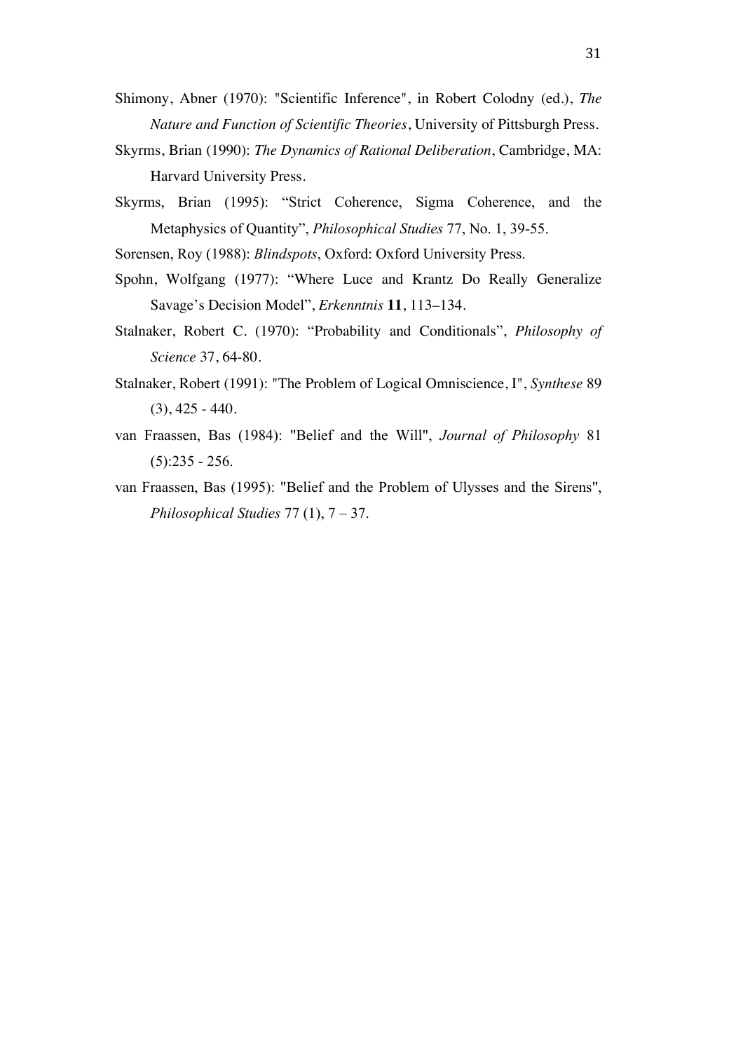Shimony, Abner (1970): "Scientific Inference", in Robert Colodny (ed.), *The Nature and Function of Scientific Theories*, University of Pittsburgh Press.

Skyrms, Brian (1990): *The Dynamics of Rational Deliberation*, Cambridge, MA: Harvard University Press.

Skyrms, Brian (1995): "Strict Coherence, Sigma Coherence, and the Metaphysics of Quantity", *Philosophical Studies* 77, No. 1, 39-55.

Sorensen, Roy (1988): *Blindspots*, Oxford: Oxford University Press.

Spohn, Wolfgang (1977): "Where Luce and Krantz Do Really Generalize Savage's Decision Model", *Erkenntnis* **11**, 113–134.

Stalnaker, Robert C. (1970): "Probability and Conditionals", *Philosophy of Science* 37, 64-80.

Stalnaker, Robert (1991): "The Problem of Logical Omniscience, I", *Synthese* 89 (3), 425 - 440.

van Fraassen, Bas (1984): "Belief and the Will", *Journal of Philosophy* 81 (5):235 - 256.

van Fraassen, Bas (1995): "Belief and the Problem of Ulysses and the Sirens", *Philosophical Studies* 77 (1), 7 – 37.